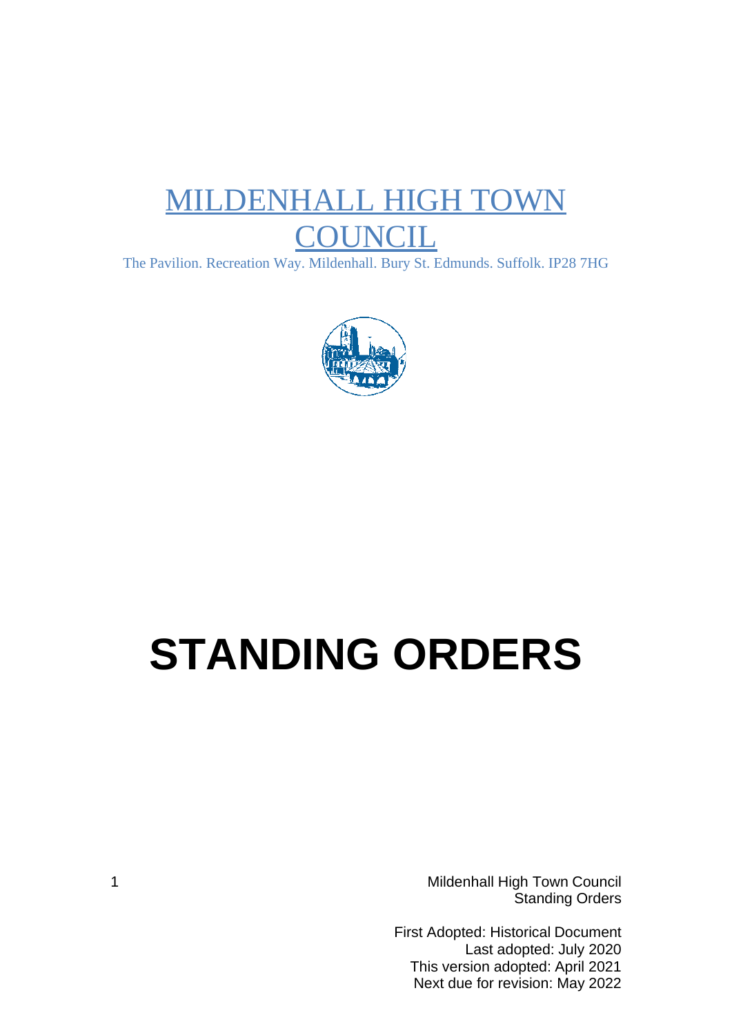# MILDENHALL HIGH TOWN COUNCIL

The Pavilion. Recreation Way. Mildenhall. Bury St. Edmunds. Suffolk. IP28 7HG

# STANDING ORDERS

Mildenhall High Town Council
Standing Orders

First Adopted: Historical Document
Last adopted: July 2020
This version adopted: April 2021
Next due for revision: May 2022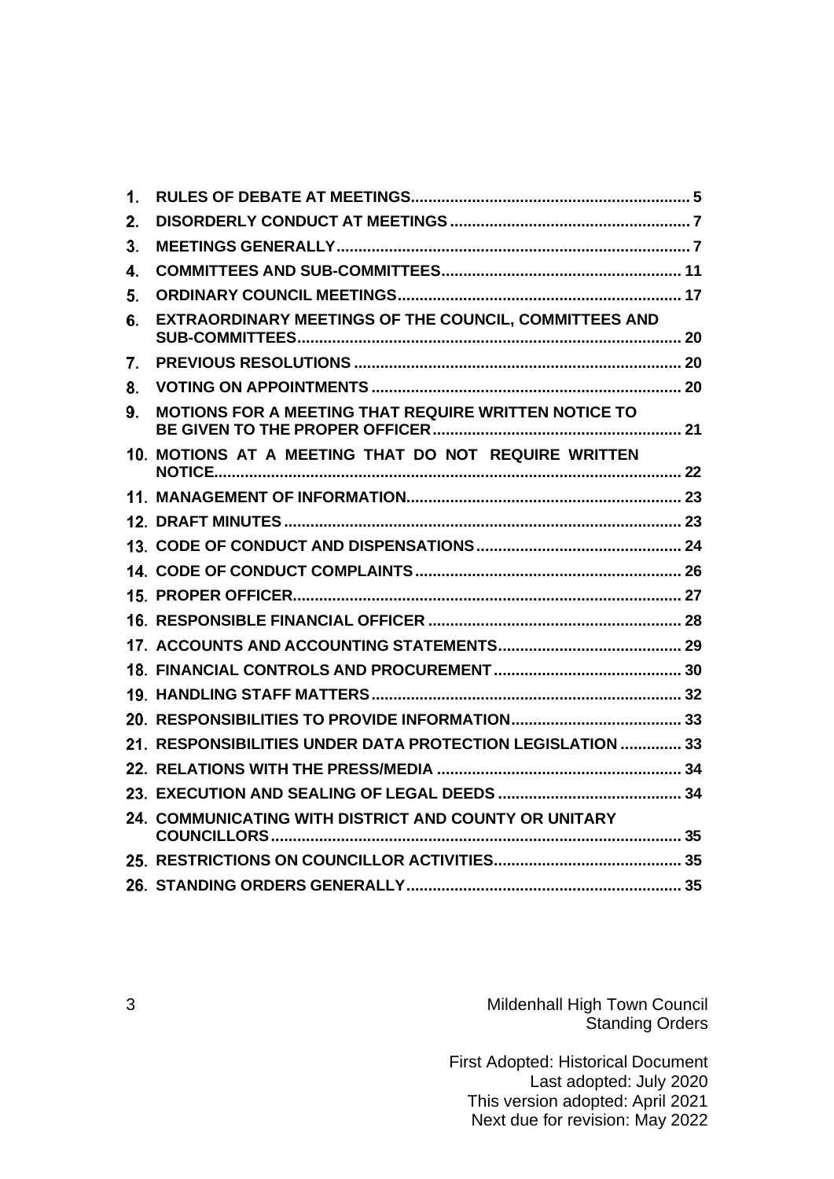1. **RULES OF DEBATE AT MEETINGS** ... 5
2. **DISORDERLY CONDUCT AT MEETINGS** ... 7
3. **MEETINGS GENERALLY** ... 7
4. **COMMITTEES AND SUB-COMMITTEES** ... 11
5. **ORDINARY COUNCIL MEETINGS** ... 17
6. **EXTRAORDINARY MEETINGS OF THE COUNCIL, COMMITTEES AND SUB-COMMITTEES** ... 20
7. **PREVIOUS RESOLUTIONS** ... 20
8. **VOTING ON APPOINTMENTS** ... 20
9. **MOTIONS FOR A MEETING THAT REQUIRE WRITTEN NOTICE TO BE GIVEN TO THE PROPER OFFICER** ... 21
10. **MOTIONS AT A MEETING THAT DO NOT REQUIRE WRITTEN NOTICE** ... 22
11. **MANAGEMENT OF INFORMATION** ... 23
12. **DRAFT MINUTES** ... 23
13. **CODE OF CONDUCT AND DISPENSATIONS** ... 24
14. **CODE OF CONDUCT COMPLAINTS** ... 26
15. **PROPER OFFICER** ... 27
16. **RESPONSIBLE FINANCIAL OFFICER** ... 28
17. **ACCOUNTS AND ACCOUNTING STATEMENTS** ... 29
18. **FINANCIAL CONTROLS AND PROCUREMENT** ... 30
19. **HANDLING STAFF MATTERS** ... 32
20. **RESPONSIBILITIES TO PROVIDE INFORMATION** ... 33
21. **RESPONSIBILITIES UNDER DATA PROTECTION LEGISLATION** ... 33
22. **RELATIONS WITH THE PRESS/MEDIA** ... 34
23. **EXECUTION AND SEALING OF LEGAL DEEDS** ... 34
24. **COMMUNICATING WITH DISTRICT AND COUNTY OR UNITARY COUNCILLORS** ... 35
25. **RESTRICTIONS ON COUNCILLOR ACTIVITIES** ... 35
26. **STANDING ORDERS GENERALLY** ... 35

Mildenhall High Town Council
Standing Orders

First Adopted: Historical Document
Last adopted: July 2020
This version adopted: April 2021
Next due for revision: May 2022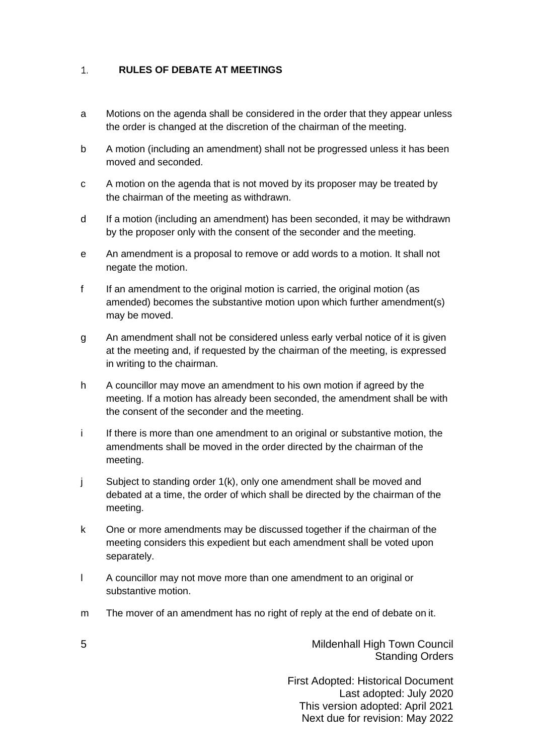## 1. RULES OF DEBATE AT MEETINGS

a Motions on the agenda shall be considered in the order that they appear unless the order is changed at the discretion of the chairman of the meeting.

b A motion (including an amendment) shall not be progressed unless it has been moved and seconded.

c A motion on the agenda that is not moved by its proposer may be treated by the chairman of the meeting as withdrawn.

d If a motion (including an amendment) has been seconded, it may be withdrawn by the proposer only with the consent of the seconder and the meeting.

e An amendment is a proposal to remove or add words to a motion. It shall not negate the motion.

f If an amendment to the original motion is carried, the original motion (as amended) becomes the substantive motion upon which further amendment(s) may be moved.

g An amendment shall not be considered unless early verbal notice of it is given at the meeting and, if requested by the chairman of the meeting, is expressed in writing to the chairman.

h A councillor may move an amendment to his own motion if agreed by the meeting. If a motion has already been seconded, the amendment shall be with the consent of the seconder and the meeting.

i If there is more than one amendment to an original or substantive motion, the amendments shall be moved in the order directed by the chairman of the meeting.

j Subject to standing order 1(k), only one amendment shall be moved and debated at a time, the order of which shall be directed by the chairman of the meeting.

k One or more amendments may be discussed together if the chairman of the meeting considers this expedient but each amendment shall be voted upon separately.

l A councillor may not move more than one amendment to an original or substantive motion.

m The mover of an amendment has no right of reply at the end of debate on it.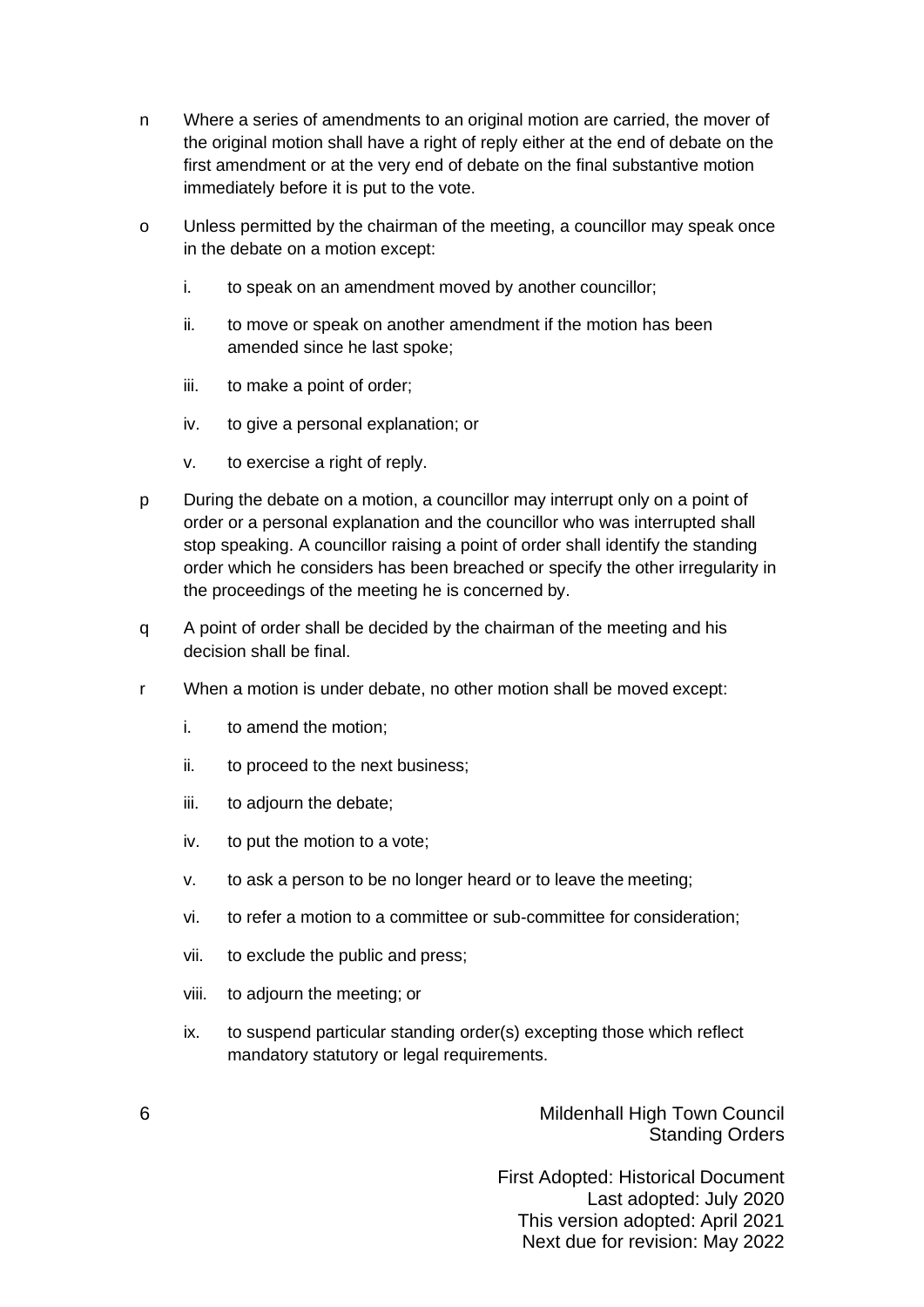n Where a series of amendments to an original motion are carried, the mover of the original motion shall have a right of reply either at the end of debate on the first amendment or at the very end of debate on the final substantive motion immediately before it is put to the vote.

o Unless permitted by the chairman of the meeting, a councillor may speak once in the debate on a motion except:

i. to speak on an amendment moved by another councillor;

ii. to move or speak on another amendment if the motion has been amended since he last spoke;

iii. to make a point of order;

iv. to give a personal explanation; or

v. to exercise a right of reply.

p During the debate on a motion, a councillor may interrupt only on a point of order or a personal explanation and the councillor who was interrupted shall stop speaking. A councillor raising a point of order shall identify the standing order which he considers has been breached or specify the other irregularity in the proceedings of the meeting he is concerned by.

q A point of order shall be decided by the chairman of the meeting and his decision shall be final.

r When a motion is under debate, no other motion shall be moved except:

i. to amend the motion;

ii. to proceed to the next business;

iii. to adjourn the debate;

iv. to put the motion to a vote;

v. to ask a person to be no longer heard or to leave the meeting;

vi. to refer a motion to a committee or sub-committee for consideration;

vii. to exclude the public and press;

viii. to adjourn the meeting; or

ix. to suspend particular standing order(s) excepting those which reflect mandatory statutory or legal requirements.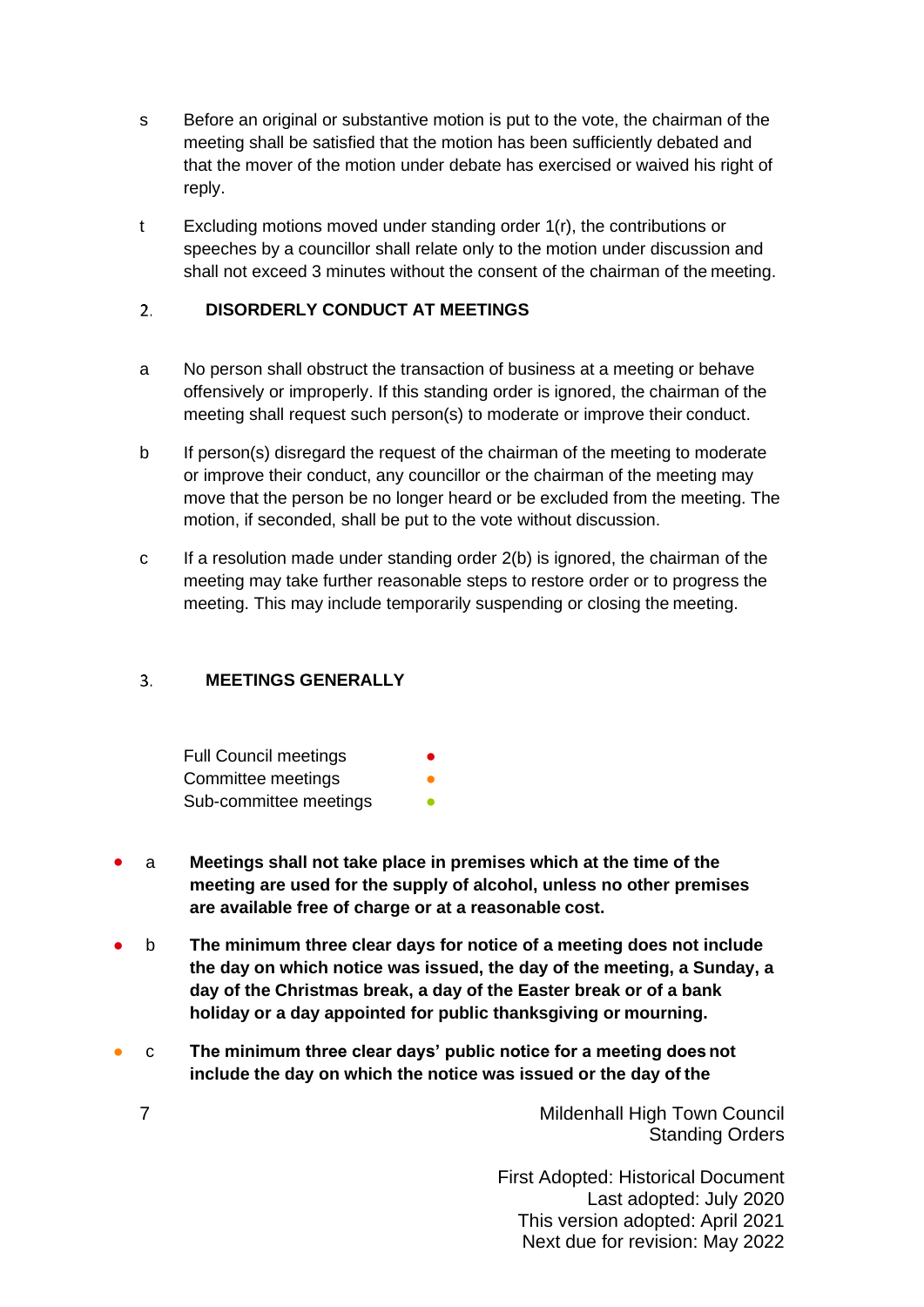s Before an original or substantive motion is put to the vote, the chairman of the meeting shall be satisfied that the motion has been sufficiently debated and that the mover of the motion under debate has exercised or waived his right of reply.

t Excluding motions moved under standing order 1(r), the contributions or speeches by a councillor shall relate only to the motion under discussion and shall not exceed 3 minutes without the consent of the chairman of the meeting.

## 2. DISORDERLY CONDUCT AT MEETINGS

a No person shall obstruct the transaction of business at a meeting or behave offensively or improperly. If this standing order is ignored, the chairman of the meeting shall request such person(s) to moderate or improve their conduct.

b If person(s) disregard the request of the chairman of the meeting to moderate or improve their conduct, any councillor or the chairman of the meeting may move that the person be no longer heard or be excluded from the meeting. The motion, if seconded, shall be put to the vote without discussion.

c If a resolution made under standing order 2(b) is ignored, the chairman of the meeting may take further reasonable steps to restore order or to progress the meeting. This may include temporarily suspending or closing the meeting.

## 3. MEETINGS GENERALLY

Full Council meetings ● (red)
Committee meetings ● (orange)
Sub-committee meetings ● (green)

● a **Meetings shall not take place in premises which at the time of the meeting are used for the supply of alcohol, unless no other premises are available free of charge or at a reasonable cost.**

● b **The minimum three clear days for notice of a meeting does not include the day on which notice was issued, the day of the meeting, a Sunday, a day of the Christmas break, a day of the Easter break or of a bank holiday or a day appointed for public thanksgiving or mourning.**

● c **The minimum three clear days' public notice for a meeting does not include the day on which the notice was issued or the day of the**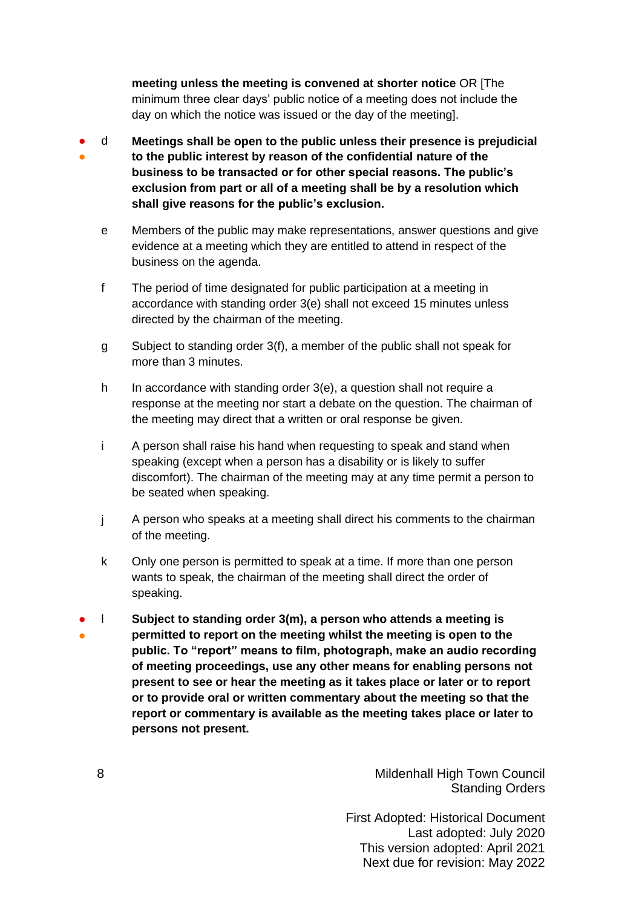**meeting unless the meeting is convened at shorter notice** OR [The minimum three clear days' public notice of a meeting does not include the day on which the notice was issued or the day of the meeting].

- d **Meetings shall be open to the public unless their presence is prejudicial to the public interest by reason of the confidential nature of the business to be transacted or for other special reasons. The public's exclusion from part or all of a meeting shall be by a resolution which shall give reasons for the public's exclusion.**

e Members of the public may make representations, answer questions and give evidence at a meeting which they are entitled to attend in respect of the business on the agenda.

f The period of time designated for public participation at a meeting in accordance with standing order 3(e) shall not exceed 15 minutes unless directed by the chairman of the meeting.

g Subject to standing order 3(f), a member of the public shall not speak for more than 3 minutes.

h In accordance with standing order 3(e), a question shall not require a response at the meeting nor start a debate on the question. The chairman of the meeting may direct that a written or oral response be given.

i A person shall raise his hand when requesting to speak and stand when speaking (except when a person has a disability or is likely to suffer discomfort). The chairman of the meeting may at any time permit a person to be seated when speaking.

j A person who speaks at a meeting shall direct his comments to the chairman of the meeting.

k Only one person is permitted to speak at a time. If more than one person wants to speak, the chairman of the meeting shall direct the order of speaking.

- l **Subject to standing order 3(m), a person who attends a meeting is permitted to report on the meeting whilst the meeting is open to the public. To "report" means to film, photograph, make an audio recording of meeting proceedings, use any other means for enabling persons not present to see or hear the meeting as it takes place or later or to report or to provide oral or written commentary about the meeting so that the report or commentary is available as the meeting takes place or later to persons not present.**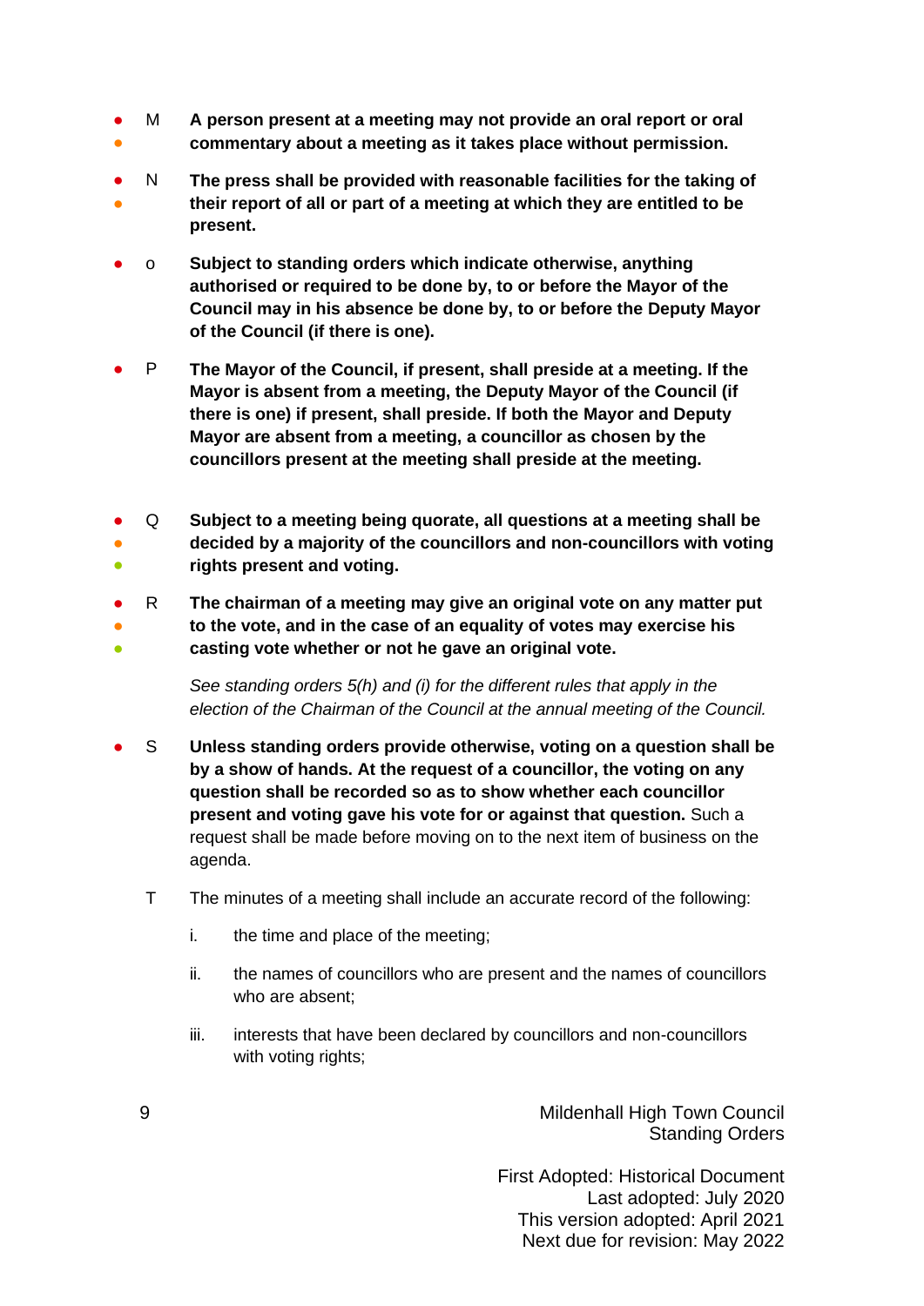- M **A person present at a meeting may not provide an oral report or oral commentary about a meeting as it takes place without permission.**

- N **The press shall be provided with reasonable facilities for the taking of their report of all or part of a meeting at which they are entitled to be present.**

- o **Subject to standing orders which indicate otherwise, anything authorised or required to be done by, to or before the Mayor of the Council may in his absence be done by, to or before the Deputy Mayor of the Council (if there is one).**

- P **The Mayor of the Council, if present, shall preside at a meeting. If the Mayor is absent from a meeting, the Deputy Mayor of the Council (if there is one) if present, shall preside. If both the Mayor and Deputy Mayor are absent from a meeting, a councillor as chosen by the councillors present at the meeting shall preside at the meeting.**

- Q **Subject to a meeting being quorate, all questions at a meeting shall be decided by a majority of the councillors and non-councillors with voting rights present and voting.**

- R **The chairman of a meeting may give an original vote on any matter put to the vote, and in the case of an equality of votes may exercise his casting vote whether or not he gave an original vote.**

  *See standing orders 5(h) and (i) for the different rules that apply in the election of the Chairman of the Council at the annual meeting of the Council.*

- S **Unless standing orders provide otherwise, voting on a question shall be by a show of hands. At the request of a councillor, the voting on any question shall be recorded so as to show whether each councillor present and voting gave his vote for or against that question.** Such a request shall be made before moving on to the next item of business on the agenda.

- T The minutes of a meeting shall include an accurate record of the following:

  i. the time and place of the meeting;

  ii. the names of councillors who are present and the names of councillors who are absent;

  iii. interests that have been declared by councillors and non-councillors with voting rights;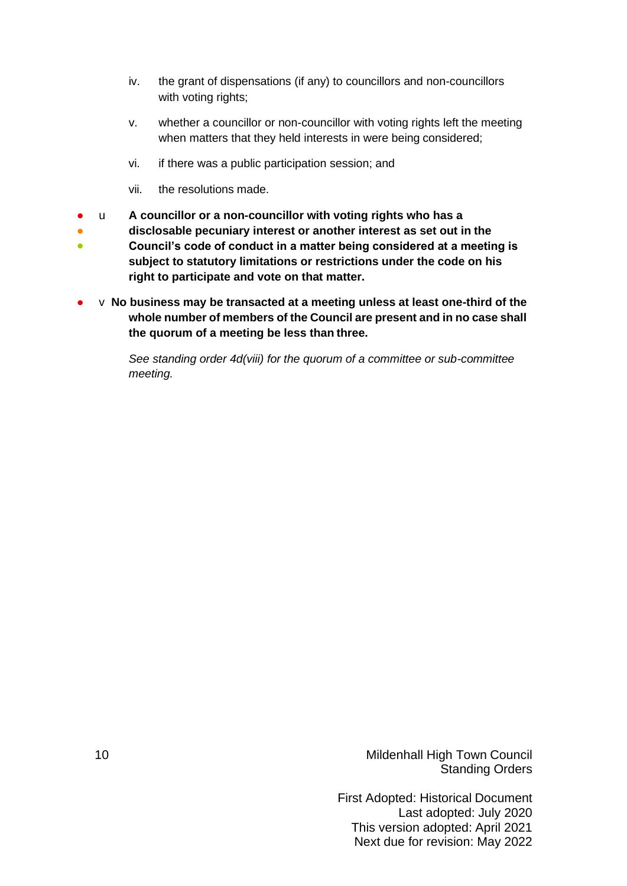iv. the grant of dispensations (if any) to councillors and non-councillors with voting rights;

v. whether a councillor or non-councillor with voting rights left the meeting when matters that they held interests in were being considered;

vi. if there was a public participation session; and

vii. the resolutions made.

● ● ● u **A councillor or a non-councillor with voting rights who has a disclosable pecuniary interest or another interest as set out in the Council's code of conduct in a matter being considered at a meeting is subject to statutory limitations or restrictions under the code on his right to participate and vote on that matter.**

● v **No business may be transacted at a meeting unless at least one-third of the whole number of members of the Council are present and in no case shall the quorum of a meeting be less than three.**

*See standing order 4d(viii) for the quorum of a committee or sub-committee meeting.*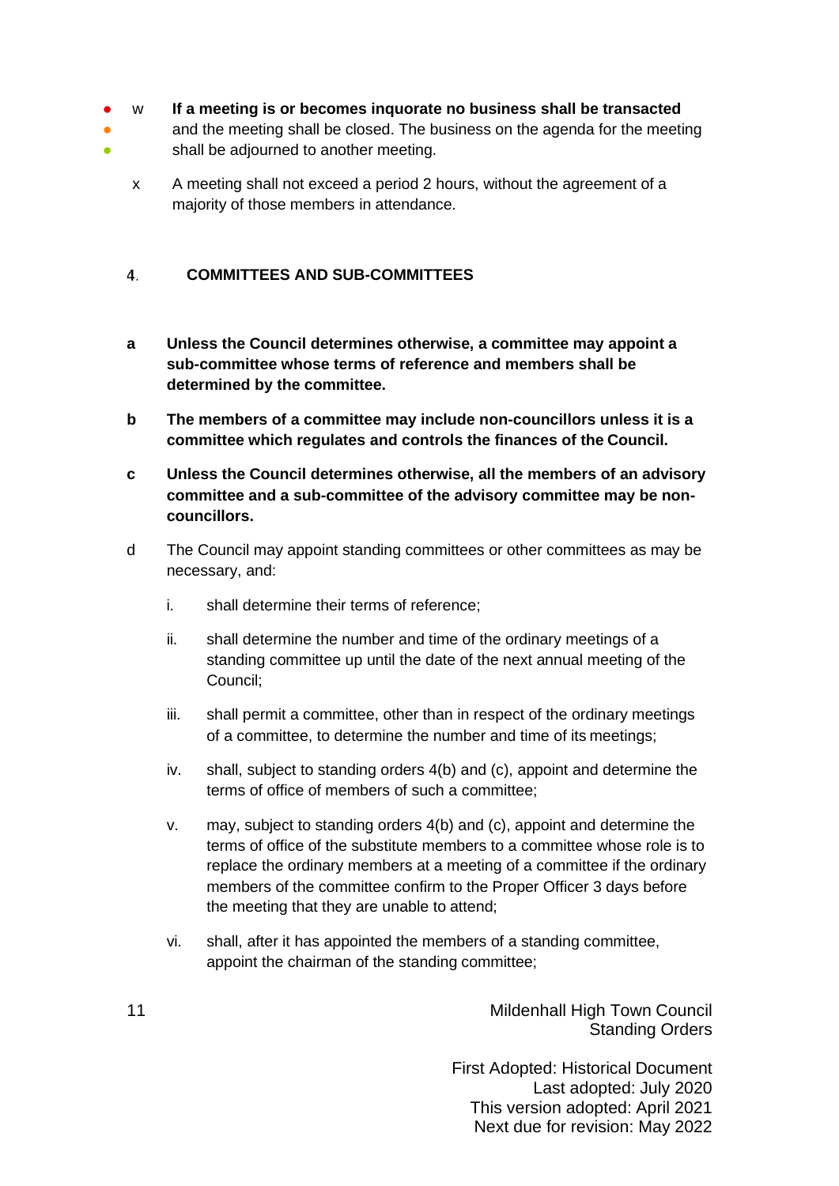w **If a meeting is or becomes inquorate no business shall be transacted** and the meeting shall be closed. The business on the agenda for the meeting shall be adjourned to another meeting.

x A meeting shall not exceed a period 2 hours, without the agreement of a majority of those members in attendance.

## 4. COMMITTEES AND SUB-COMMITTEES

**a Unless the Council determines otherwise, a committee may appoint a sub-committee whose terms of reference and members shall be determined by the committee.**

**b The members of a committee may include non-councillors unless it is a committee which regulates and controls the finances of the Council.**

**c Unless the Council determines otherwise, all the members of an advisory committee and a sub-committee of the advisory committee may be non-councillors.**

d The Council may appoint standing committees or other committees as may be necessary, and:

i. shall determine their terms of reference;

ii. shall determine the number and time of the ordinary meetings of a standing committee up until the date of the next annual meeting of the Council;

iii. shall permit a committee, other than in respect of the ordinary meetings of a committee, to determine the number and time of its meetings;

iv. shall, subject to standing orders 4(b) and (c), appoint and determine the terms of office of members of such a committee;

v. may, subject to standing orders 4(b) and (c), appoint and determine the terms of office of the substitute members to a committee whose role is to replace the ordinary members at a meeting of a committee if the ordinary members of the committee confirm to the Proper Officer 3 days before the meeting that they are unable to attend;

vi. shall, after it has appointed the members of a standing committee, appoint the chairman of the standing committee;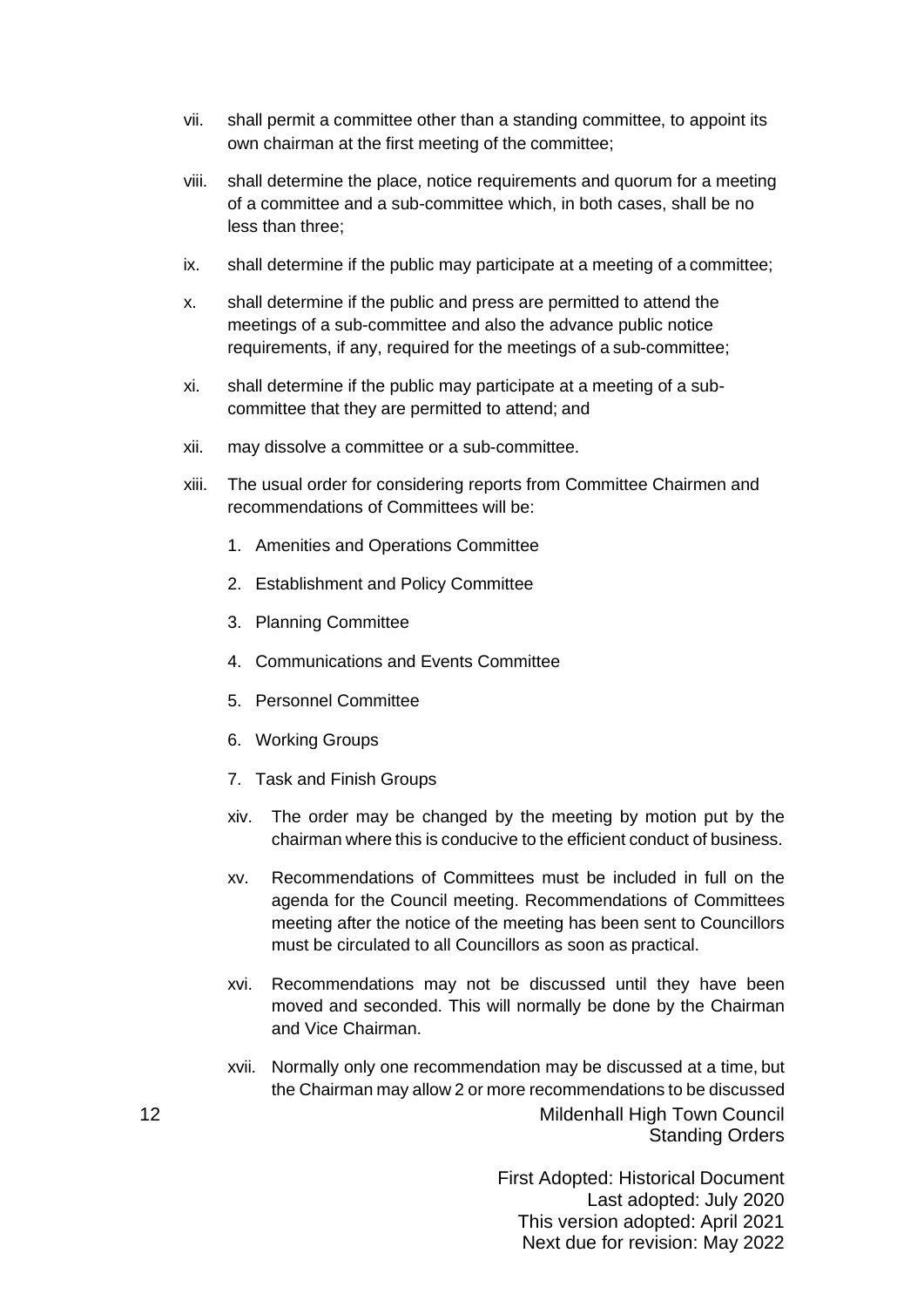vii. shall permit a committee other than a standing committee, to appoint its own chairman at the first meeting of the committee;

viii. shall determine the place, notice requirements and quorum for a meeting of a committee and a sub-committee which, in both cases, shall be no less than three;

ix. shall determine if the public may participate at a meeting of a committee;

x. shall determine if the public and press are permitted to attend the meetings of a sub-committee and also the advance public notice requirements, if any, required for the meetings of a sub-committee;

xi. shall determine if the public may participate at a meeting of a sub-committee that they are permitted to attend; and

xii. may dissolve a committee or a sub-committee.

xiii. The usual order for considering reports from Committee Chairmen and recommendations of Committees will be:

1. Amenities and Operations Committee
2. Establishment and Policy Committee
3. Planning Committee
4. Communications and Events Committee
5. Personnel Committee
6. Working Groups
7. Task and Finish Groups

xiv. The order may be changed by the meeting by motion put by the chairman where this is conducive to the efficient conduct of business.

xv. Recommendations of Committees must be included in full on the agenda for the Council meeting. Recommendations of Committees meeting after the notice of the meeting has been sent to Councillors must be circulated to all Councillors as soon as practical.

xvi. Recommendations may not be discussed until they have been moved and seconded. This will normally be done by the Chairman and Vice Chairman.

xvii. Normally only one recommendation may be discussed at a time, but the Chairman may allow 2 or more recommendations to be discussed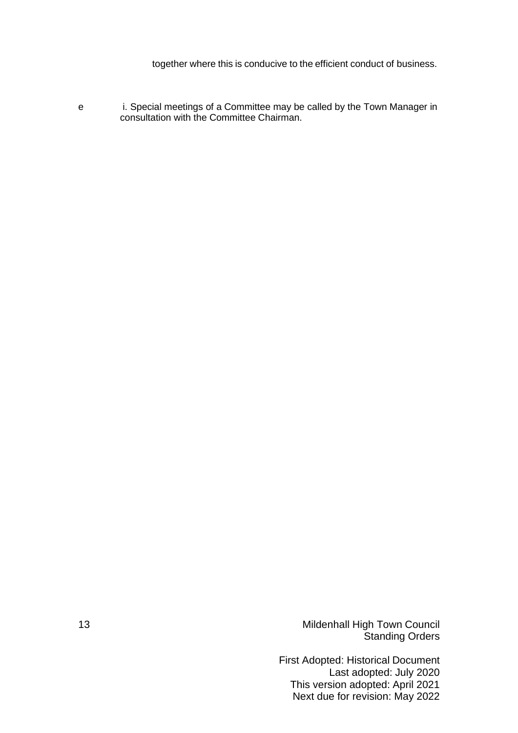together where this is conducive to the efficient conduct of business.

e i. Special meetings of a Committee may be called by the Town Manager in consultation with the Committee Chairman.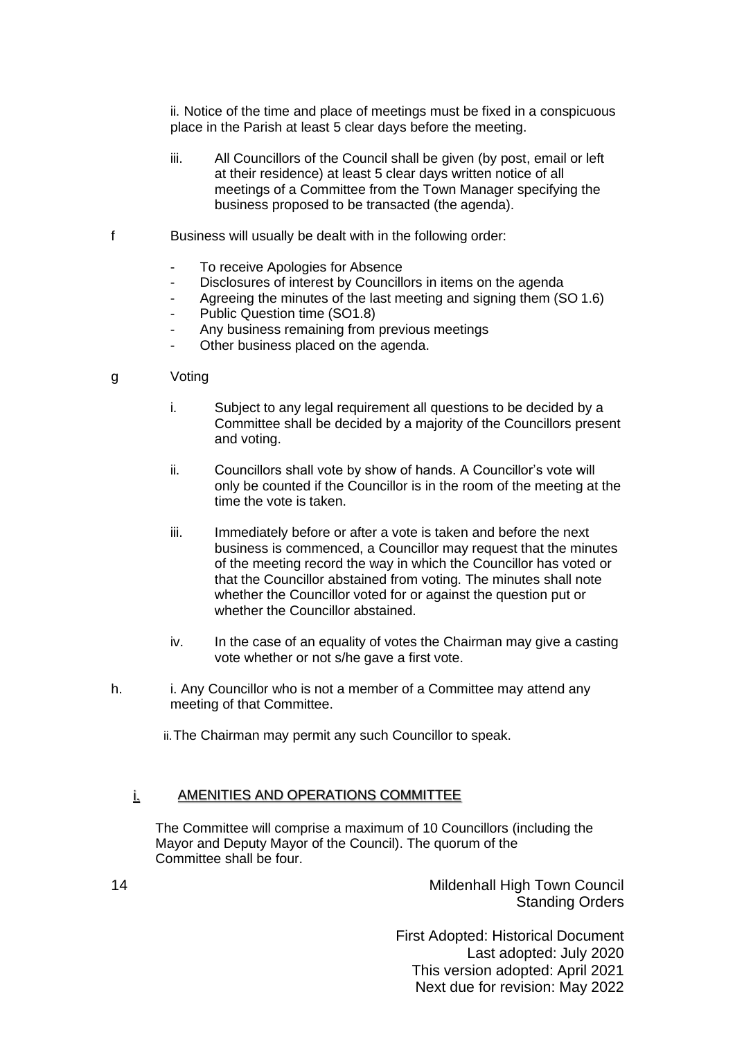ii. Notice of the time and place of meetings must be fixed in a conspicuous place in the Parish at least 5 clear days before the meeting.

iii. All Councillors of the Council shall be given (by post, email or left at their residence) at least 5 clear days written notice of all meetings of a Committee from the Town Manager specifying the business proposed to be transacted (the agenda).

f Business will usually be dealt with in the following order:

- To receive Apologies for Absence
- Disclosures of interest by Councillors in items on the agenda
- Agreeing the minutes of the last meeting and signing them (SO 1.6)
- Public Question time (SO1.8)
- Any business remaining from previous meetings
- Other business placed on the agenda.

g Voting

i. Subject to any legal requirement all questions to be decided by a Committee shall be decided by a majority of the Councillors present and voting.

ii. Councillors shall vote by show of hands. A Councillor's vote will only be counted if the Councillor is in the room of the meeting at the time the vote is taken.

iii. Immediately before or after a vote is taken and before the next business is commenced, a Councillor may request that the minutes of the meeting record the way in which the Councillor has voted or that the Councillor abstained from voting. The minutes shall note whether the Councillor voted for or against the question put or whether the Councillor abstained.

iv. In the case of an equality of votes the Chairman may give a casting vote whether or not s/he gave a first vote.

h. i. Any Councillor who is not a member of a Committee may attend any meeting of that Committee.

ii. The Chairman may permit any such Councillor to speak.

## i. AMENITIES AND OPERATIONS COMMITTEE

The Committee will comprise a maximum of 10 Councillors (including the Mayor and Deputy Mayor of the Council). The quorum of the Committee shall be four.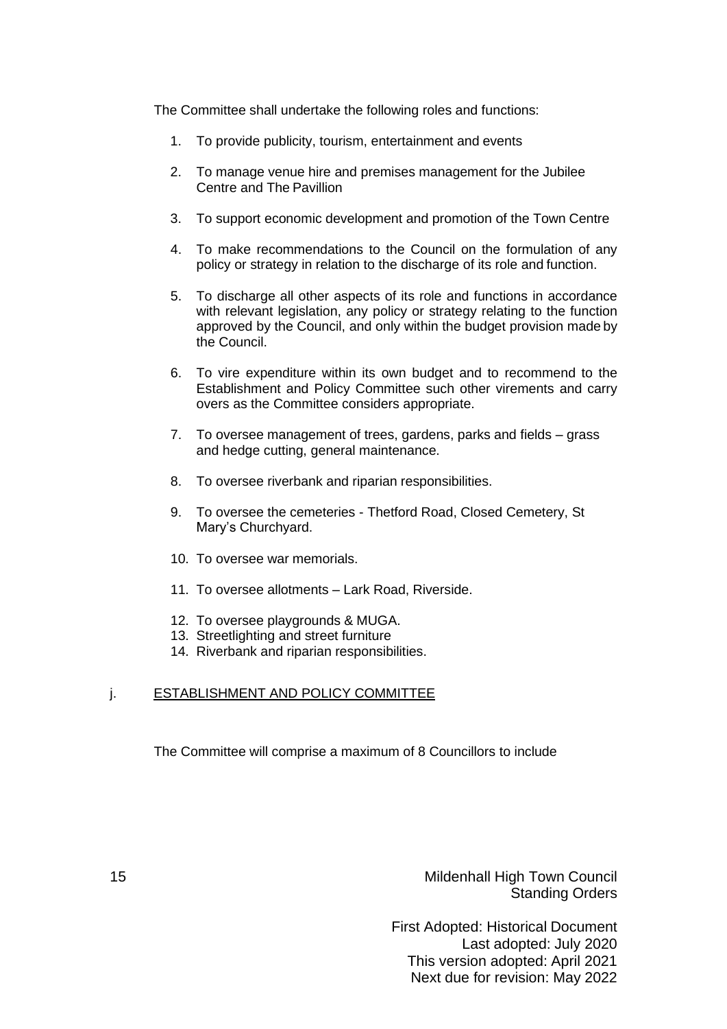The Committee shall undertake the following roles and functions:

1. To provide publicity, tourism, entertainment and events
2. To manage venue hire and premises management for the Jubilee Centre and The Pavillion
3. To support economic development and promotion of the Town Centre
4. To make recommendations to the Council on the formulation of any policy or strategy in relation to the discharge of its role and function.
5. To discharge all other aspects of its role and functions in accordance with relevant legislation, any policy or strategy relating to the function approved by the Council, and only within the budget provision made by the Council.
6. To vire expenditure within its own budget and to recommend to the Establishment and Policy Committee such other virements and carry overs as the Committee considers appropriate.
7. To oversee management of trees, gardens, parks and fields – grass and hedge cutting, general maintenance.
8. To oversee riverbank and riparian responsibilities.
9. To oversee the cemeteries - Thetford Road, Closed Cemetery, St Mary's Churchyard.
10. To oversee war memorials.
11. To oversee allotments – Lark Road, Riverside.
12. To oversee playgrounds & MUGA.
13. Streetlighting and street furniture
14. Riverbank and riparian responsibilities.

j. ESTABLISHMENT AND POLICY COMMITTEE

The Committee will comprise a maximum of 8 Councillors to include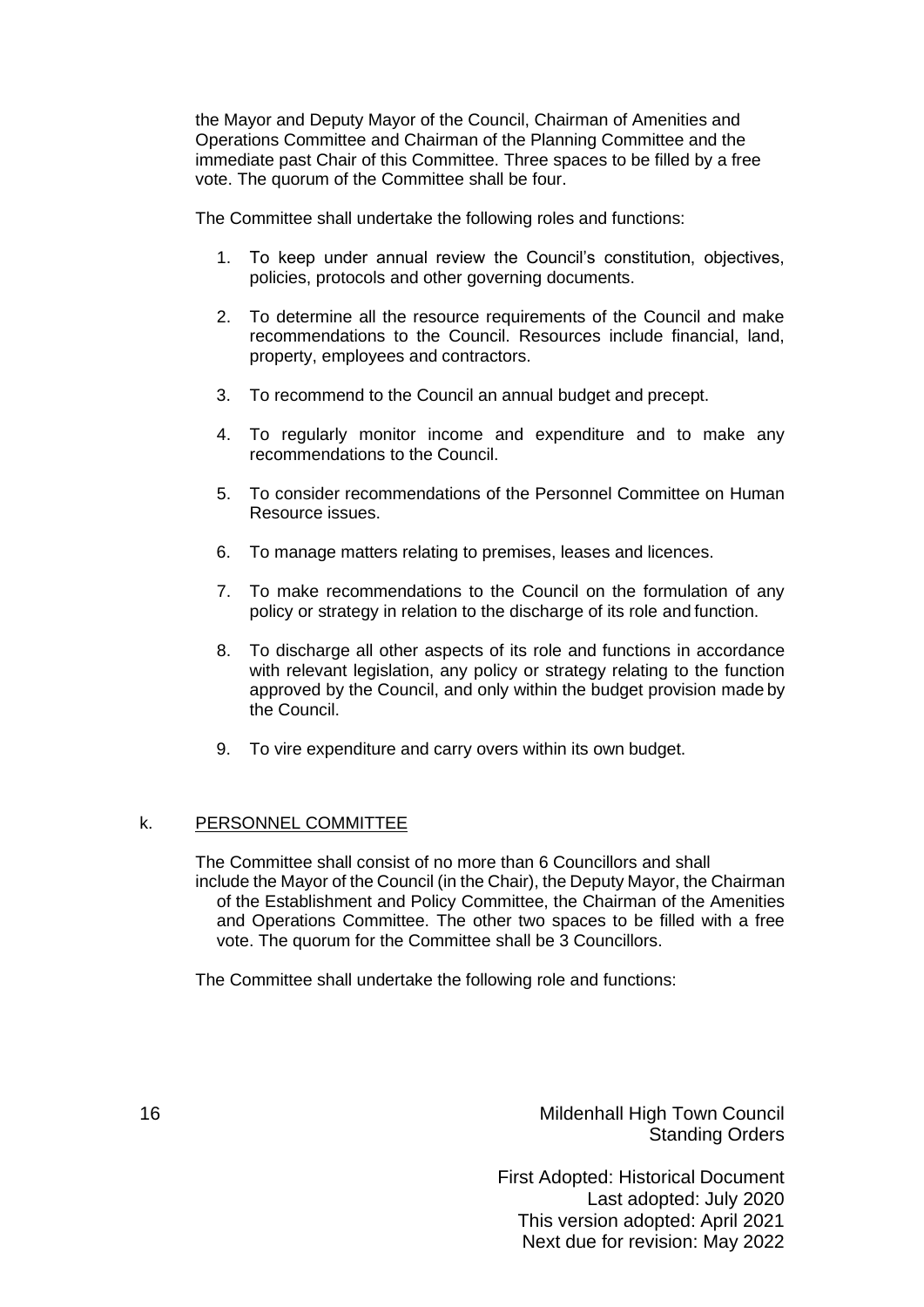the Mayor and Deputy Mayor of the Council, Chairman of Amenities and Operations Committee and Chairman of the Planning Committee and the immediate past Chair of this Committee. Three spaces to be filled by a free vote. The quorum of the Committee shall be four.

The Committee shall undertake the following roles and functions:

1. To keep under annual review the Council's constitution, objectives, policies, protocols and other governing documents.

2. To determine all the resource requirements of the Council and make recommendations to the Council. Resources include financial, land, property, employees and contractors.

3. To recommend to the Council an annual budget and precept.

4. To regularly monitor income and expenditure and to make any recommendations to the Council.

5. To consider recommendations of the Personnel Committee on Human Resource issues.

6. To manage matters relating to premises, leases and licences.

7. To make recommendations to the Council on the formulation of any policy or strategy in relation to the discharge of its role and function.

8. To discharge all other aspects of its role and functions in accordance with relevant legislation, any policy or strategy relating to the function approved by the Council, and only within the budget provision made by the Council.

9. To vire expenditure and carry overs within its own budget.

k. <u>PERSONNEL COMMITTEE</u>

The Committee shall consist of no more than 6 Councillors and shall include the Mayor of the Council (in the Chair), the Deputy Mayor, the Chairman of the Establishment and Policy Committee, the Chairman of the Amenities and Operations Committee. The other two spaces to be filled with a free vote. The quorum for the Committee shall be 3 Councillors.

The Committee shall undertake the following role and functions: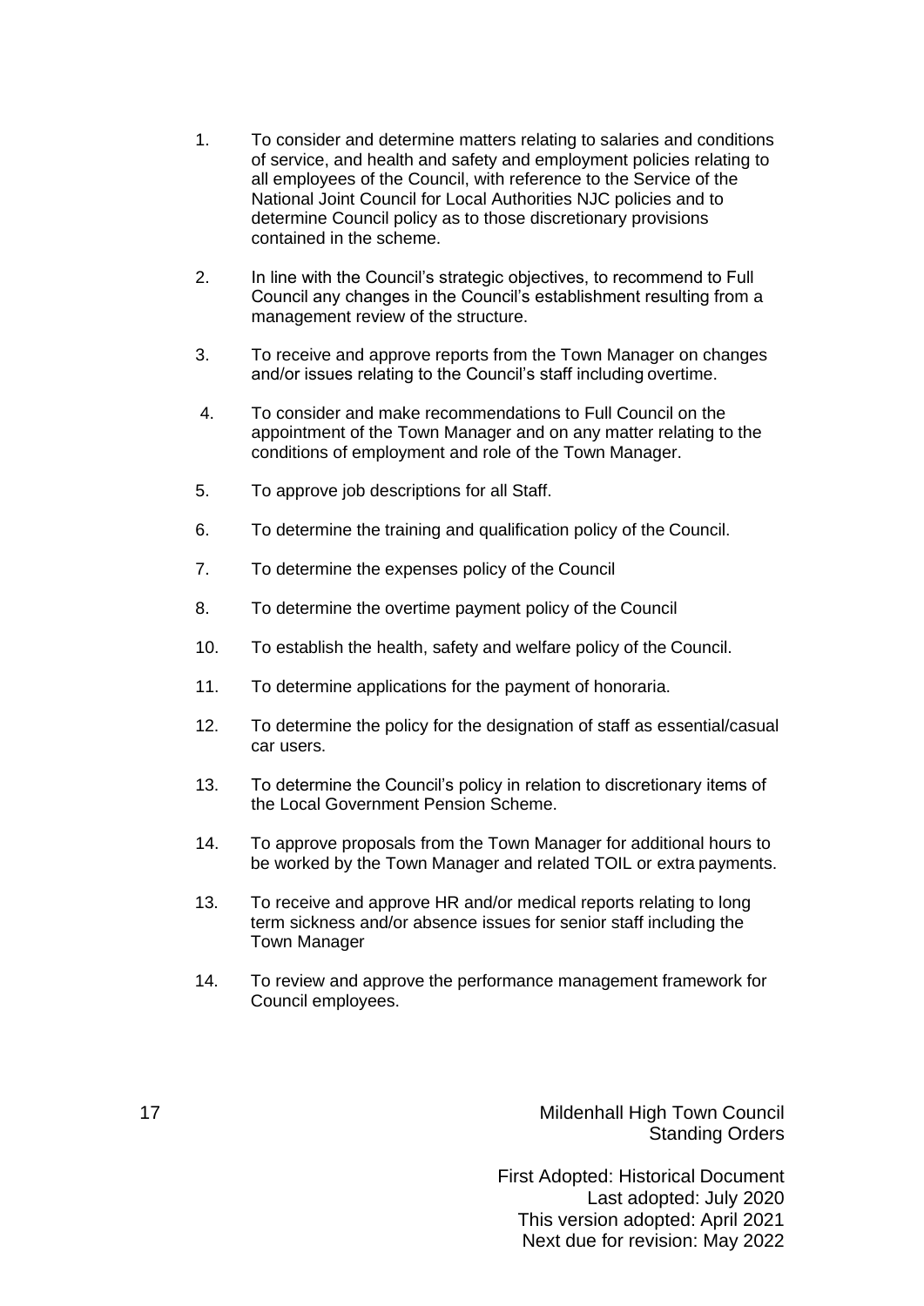1. To consider and determine matters relating to salaries and conditions of service, and health and safety and employment policies relating to all employees of the Council, with reference to the Service of the National Joint Council for Local Authorities NJC policies and to determine Council policy as to those discretionary provisions contained in the scheme.

2. In line with the Council's strategic objectives, to recommend to Full Council any changes in the Council's establishment resulting from a management review of the structure.

3. To receive and approve reports from the Town Manager on changes and/or issues relating to the Council's staff including overtime.

4. To consider and make recommendations to Full Council on the appointment of the Town Manager and on any matter relating to the conditions of employment and role of the Town Manager.

5. To approve job descriptions for all Staff.

6. To determine the training and qualification policy of the Council.

7. To determine the expenses policy of the Council

8. To determine the overtime payment policy of the Council

10. To establish the health, safety and welfare policy of the Council.

11. To determine applications for the payment of honoraria.

12. To determine the policy for the designation of staff as essential/casual car users.

13. To determine the Council's policy in relation to discretionary items of the Local Government Pension Scheme.

14. To approve proposals from the Town Manager for additional hours to be worked by the Town Manager and related TOIL or extra payments.

13. To receive and approve HR and/or medical reports relating to long term sickness and/or absence issues for senior staff including the Town Manager

14. To review and approve the performance management framework for Council employees.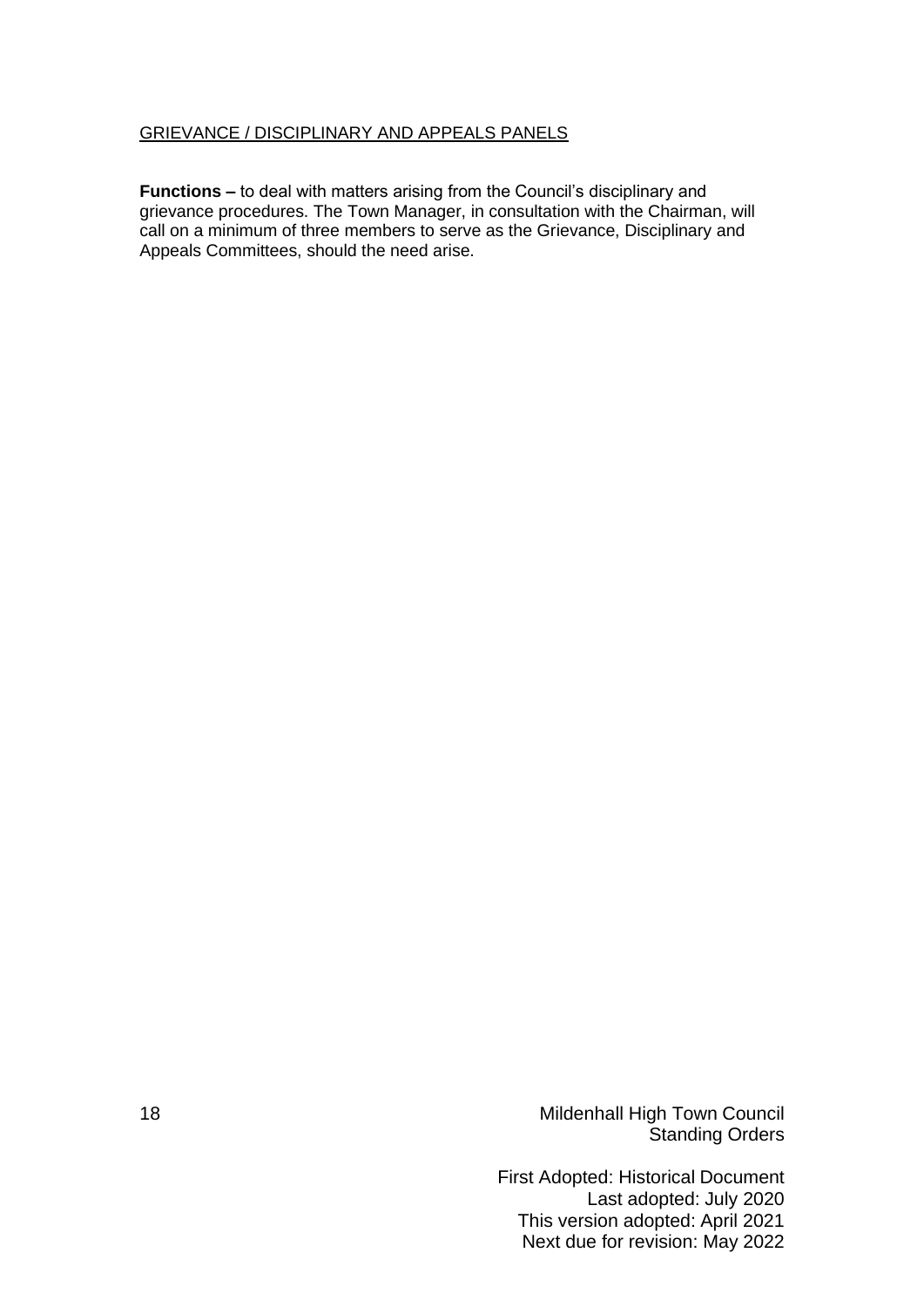GRIEVANCE / DISCIPLINARY AND APPEALS PANELS

**Functions –** to deal with matters arising from the Council's disciplinary and grievance procedures. The Town Manager, in consultation with the Chairman, will call on a minimum of three members to serve as the Grievance, Disciplinary and Appeals Committees, should the need arise.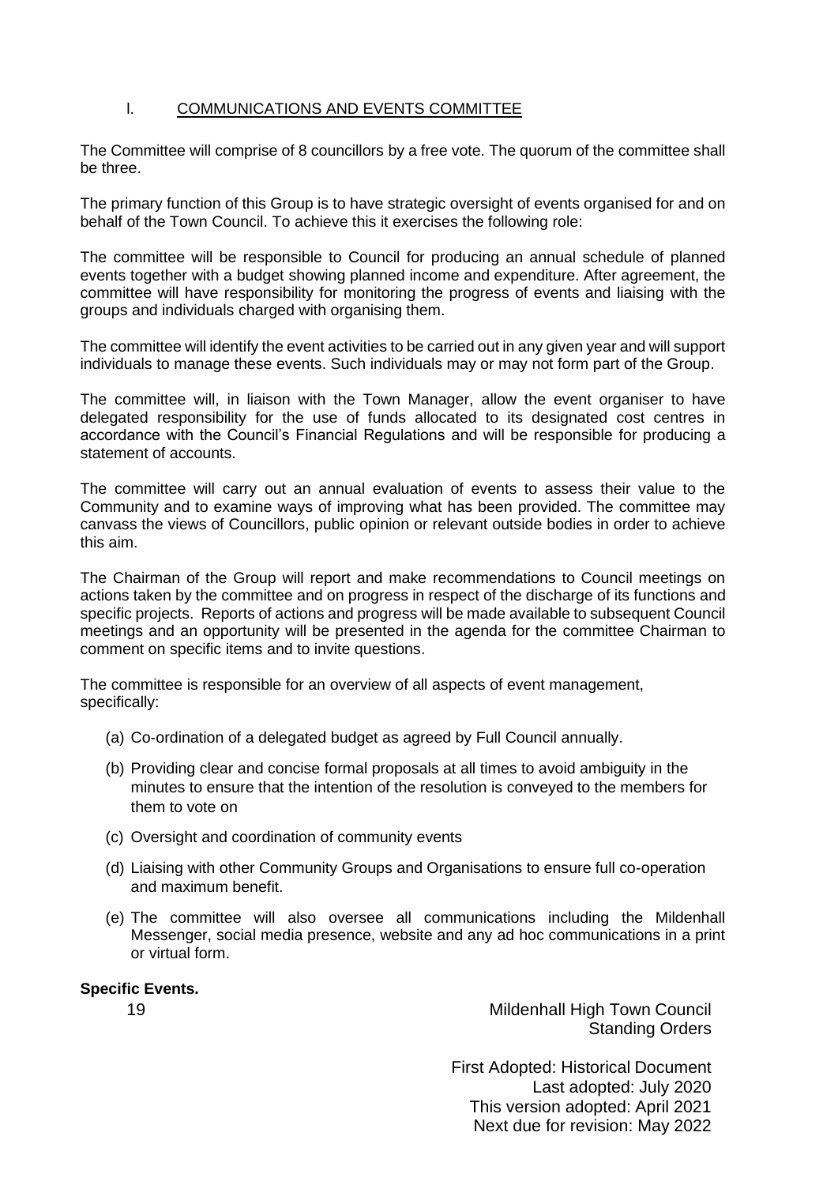## l. COMMUNICATIONS AND EVENTS COMMITTEE

The Committee will comprise of 8 councillors by a free vote. The quorum of the committee shall be three.

The primary function of this Group is to have strategic oversight of events organised for and on behalf of the Town Council. To achieve this it exercises the following role:

The committee will be responsible to Council for producing an annual schedule of planned events together with a budget showing planned income and expenditure. After agreement, the committee will have responsibility for monitoring the progress of events and liaising with the groups and individuals charged with organising them.

The committee will identify the event activities to be carried out in any given year and will support individuals to manage these events. Such individuals may or may not form part of the Group.

The committee will, in liaison with the Town Manager, allow the event organiser to have delegated responsibility for the use of funds allocated to its designated cost centres in accordance with the Council's Financial Regulations and will be responsible for producing a statement of accounts.

The committee will carry out an annual evaluation of events to assess their value to the Community and to examine ways of improving what has been provided. The committee may canvass the views of Councillors, public opinion or relevant outside bodies in order to achieve this aim.

The Chairman of the Group will report and make recommendations to Council meetings on actions taken by the committee and on progress in respect of the discharge of its functions and specific projects. Reports of actions and progress will be made available to subsequent Council meetings and an opportunity will be presented in the agenda for the committee Chairman to comment on specific items and to invite questions.

The committee is responsible for an overview of all aspects of event management, specifically:

(a) Co-ordination of a delegated budget as agreed by Full Council annually.

(b) Providing clear and concise formal proposals at all times to avoid ambiguity in the minutes to ensure that the intention of the resolution is conveyed to the members for them to vote on

(c) Oversight and coordination of community events

(d) Liaising with other Community Groups and Organisations to ensure full co-operation and maximum benefit.

(e) The committee will also oversee all communications including the Mildenhall Messenger, social media presence, website and any ad hoc communications in a print or virtual form.

**Specific Events.**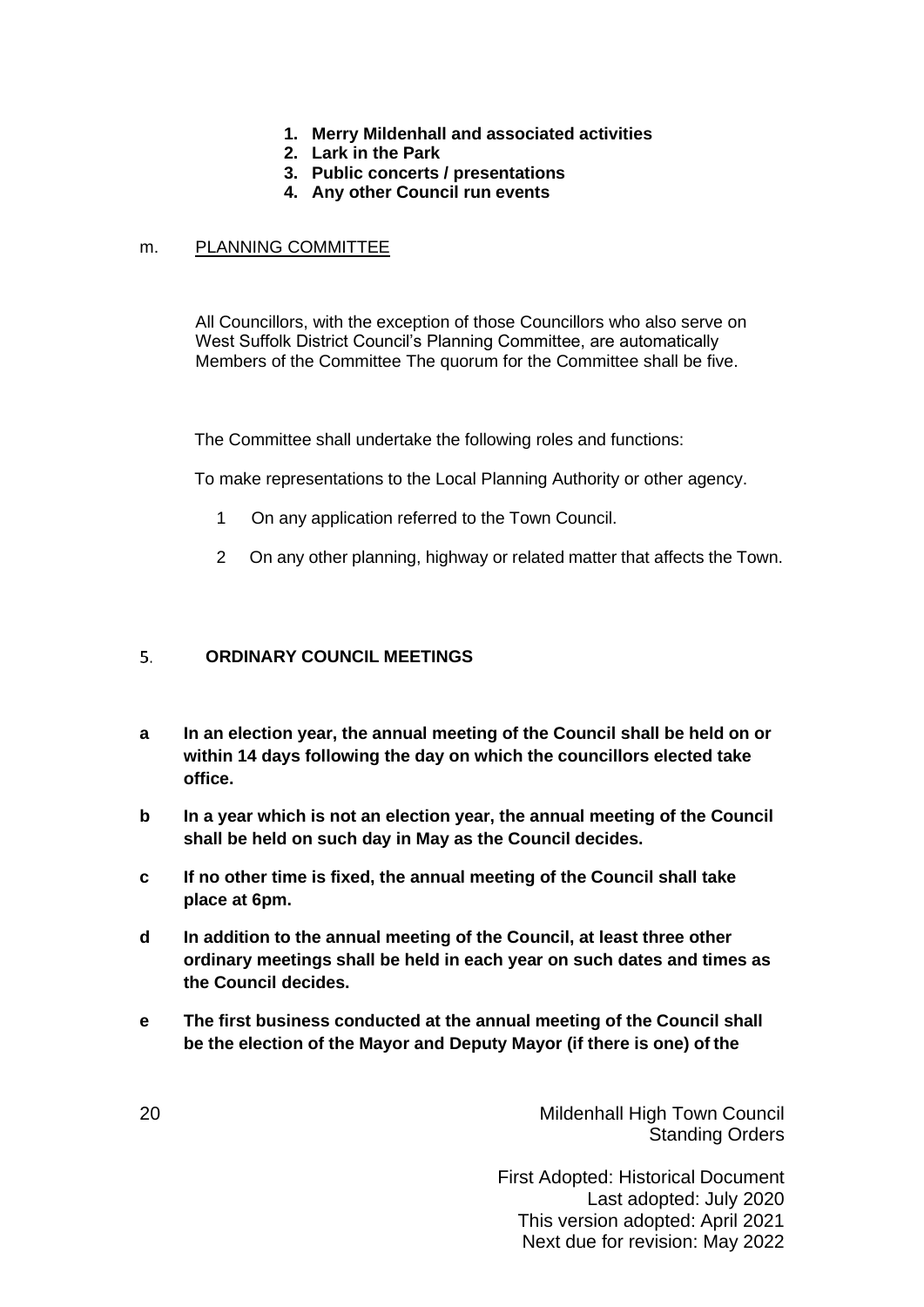1. **Merry Mildenhall and associated activities**
2. **Lark in the Park**
3. **Public concerts / presentations**
4. **Any other Council run events**

m. PLANNING COMMITTEE

All Councillors, with the exception of those Councillors who also serve on West Suffolk District Council's Planning Committee, are automatically Members of the Committee The quorum for the Committee shall be five.

The Committee shall undertake the following roles and functions:

To make representations to the Local Planning Authority or other agency.

1 On any application referred to the Town Council.

2 On any other planning, highway or related matter that affects the Town.

## 5. ORDINARY COUNCIL MEETINGS

**a In an election year, the annual meeting of the Council shall be held on or within 14 days following the day on which the councillors elected take office.**

**b In a year which is not an election year, the annual meeting of the Council shall be held on such day in May as the Council decides.**

**c If no other time is fixed, the annual meeting of the Council shall take place at 6pm.**

**d In addition to the annual meeting of the Council, at least three other ordinary meetings shall be held in each year on such dates and times as the Council decides.**

**e The first business conducted at the annual meeting of the Council shall be the election of the Mayor and Deputy Mayor (if there is one) of the**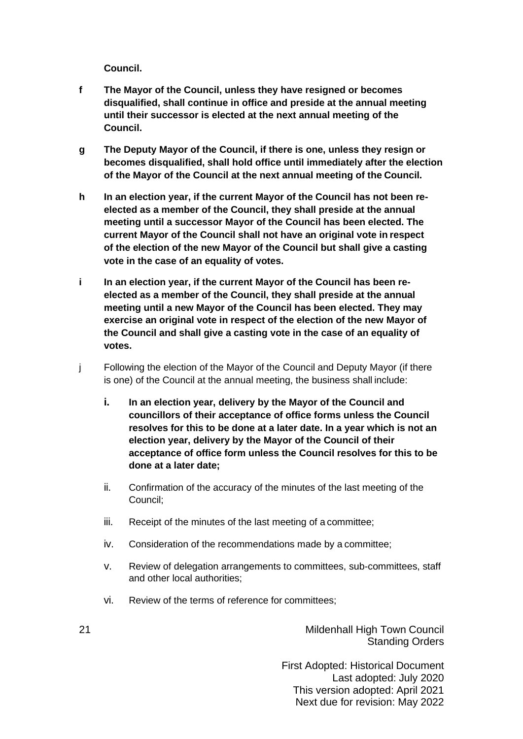**Council.**

**f** **The Mayor of the Council, unless they have resigned or becomes disqualified, shall continue in office and preside at the annual meeting until their successor is elected at the next annual meeting of the Council.**

**g** **The Deputy Mayor of the Council, if there is one, unless they resign or becomes disqualified, shall hold office until immediately after the election of the Mayor of the Council at the next annual meeting of the Council.**

**h** **In an election year, if the current Mayor of the Council has not been re-elected as a member of the Council, they shall preside at the annual meeting until a successor Mayor of the Council has been elected. The current Mayor of the Council shall not have an original vote in respect of the election of the new Mayor of the Council but shall give a casting vote in the case of an equality of votes.**

**i** **In an election year, if the current Mayor of the Council has been re-elected as a member of the Council, they shall preside at the annual meeting until a new Mayor of the Council has been elected. They may exercise an original vote in respect of the election of the new Mayor of the Council and shall give a casting vote in the case of an equality of votes.**

j Following the election of the Mayor of the Council and Deputy Mayor (if there is one) of the Council at the annual meeting, the business shall include:

i. **In an election year, delivery by the Mayor of the Council and councillors of their acceptance of office forms unless the Council resolves for this to be done at a later date. In a year which is not an election year, delivery by the Mayor of the Council of their acceptance of office form unless the Council resolves for this to be done at a later date;**

ii. Confirmation of the accuracy of the minutes of the last meeting of the Council;

iii. Receipt of the minutes of the last meeting of a committee;

iv. Consideration of the recommendations made by a committee;

v. Review of delegation arrangements to committees, sub-committees, staff and other local authorities;

vi. Review of the terms of reference for committees;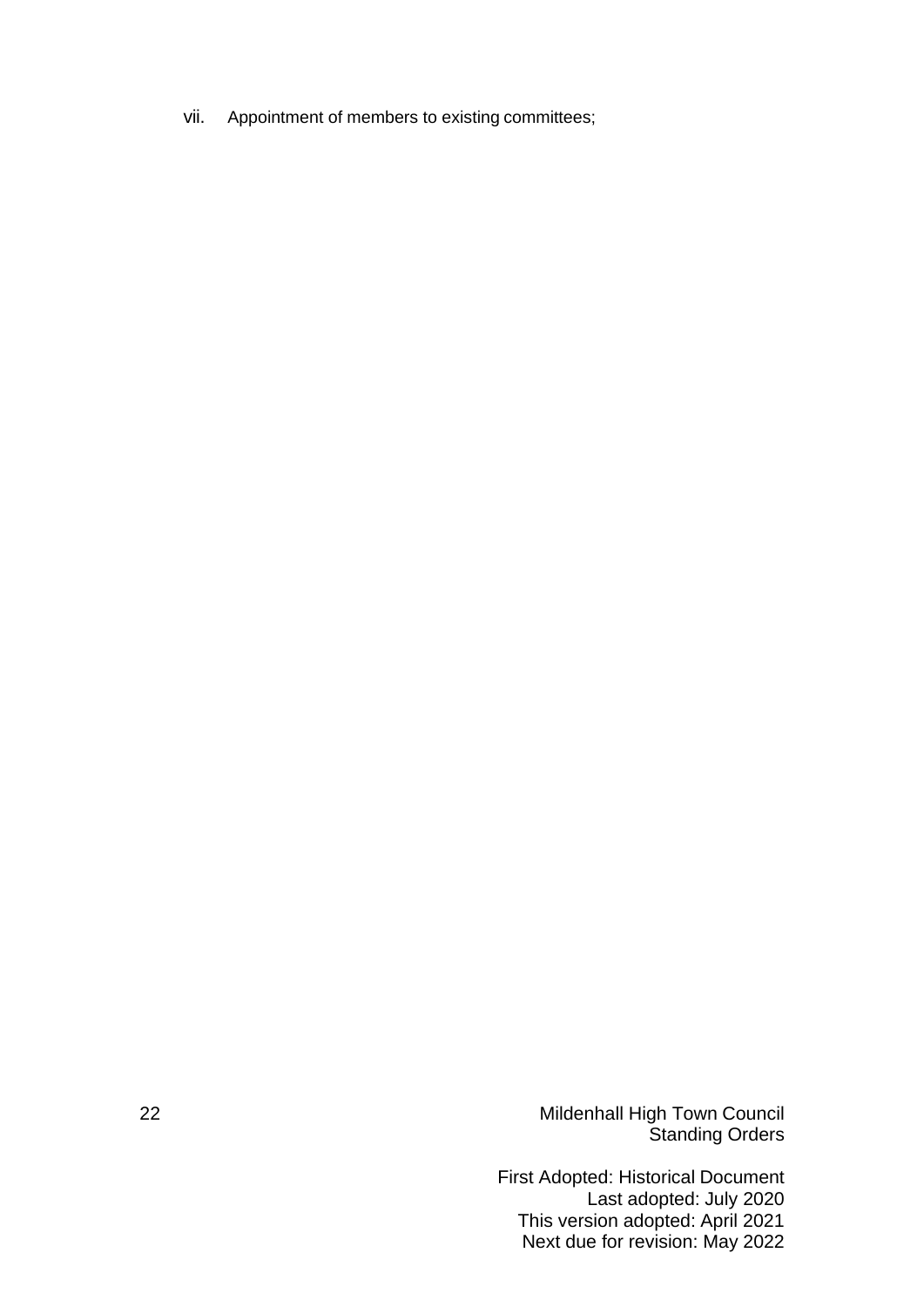vii. Appointment of members to existing committees;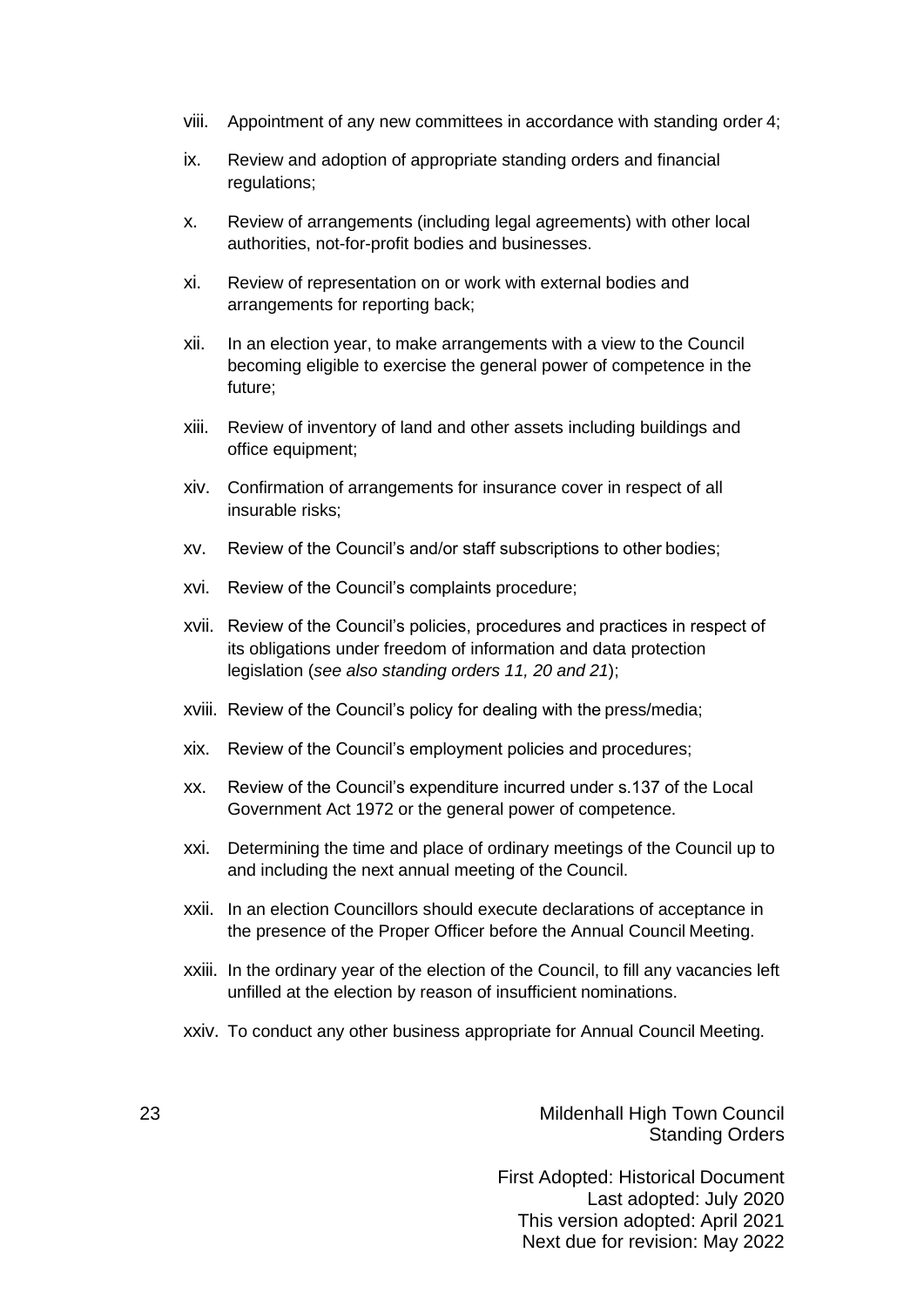viii. Appointment of any new committees in accordance with standing order 4;

ix. Review and adoption of appropriate standing orders and financial regulations;

x. Review of arrangements (including legal agreements) with other local authorities, not-for-profit bodies and businesses.

xi. Review of representation on or work with external bodies and arrangements for reporting back;

xii. In an election year, to make arrangements with a view to the Council becoming eligible to exercise the general power of competence in the future;

xiii. Review of inventory of land and other assets including buildings and office equipment;

xiv. Confirmation of arrangements for insurance cover in respect of all insurable risks;

xv. Review of the Council's and/or staff subscriptions to other bodies;

xvi. Review of the Council's complaints procedure;

xvii. Review of the Council's policies, procedures and practices in respect of its obligations under freedom of information and data protection legislation (*see also standing orders 11, 20 and 21*);

xviii. Review of the Council's policy for dealing with the press/media;

xix. Review of the Council's employment policies and procedures;

xx. Review of the Council's expenditure incurred under s.137 of the Local Government Act 1972 or the general power of competence.

xxi. Determining the time and place of ordinary meetings of the Council up to and including the next annual meeting of the Council.

xxii. In an election Councillors should execute declarations of acceptance in the presence of the Proper Officer before the Annual Council Meeting.

xxiii. In the ordinary year of the election of the Council, to fill any vacancies left unfilled at the election by reason of insufficient nominations.

xxiv. To conduct any other business appropriate for Annual Council Meeting.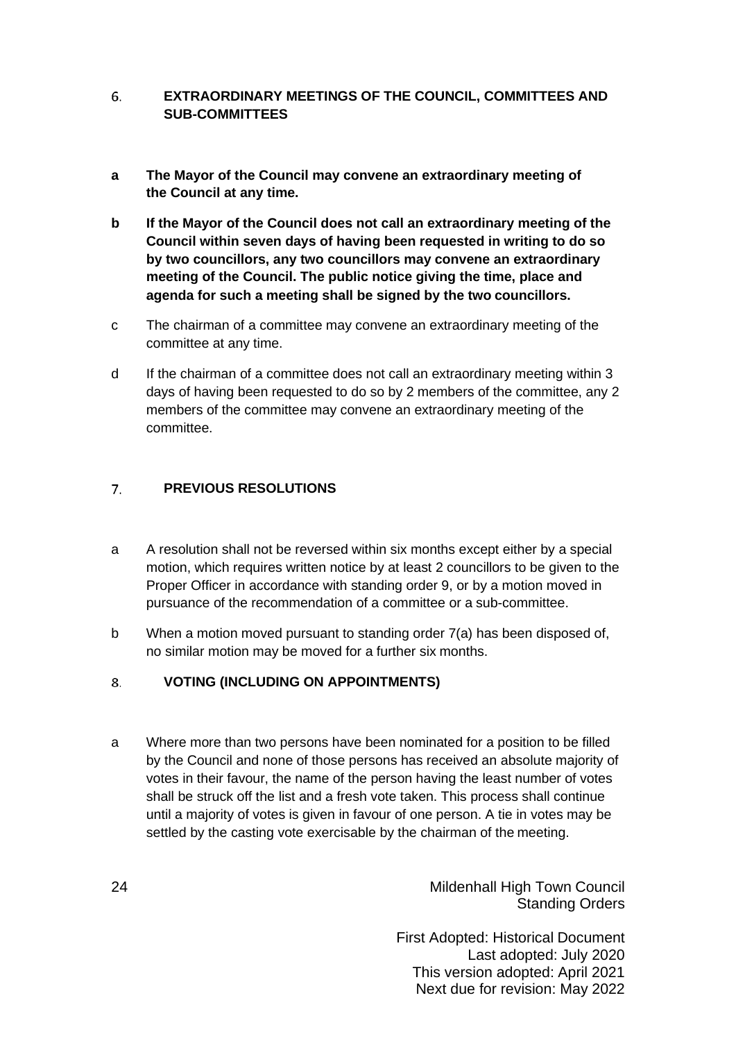## 6. EXTRAORDINARY MEETINGS OF THE COUNCIL, COMMITTEES AND SUB-COMMITTEES

**a The Mayor of the Council may convene an extraordinary meeting of the Council at any time.**

**b If the Mayor of the Council does not call an extraordinary meeting of the Council within seven days of having been requested in writing to do so by two councillors, any two councillors may convene an extraordinary meeting of the Council. The public notice giving the time, place and agenda for such a meeting shall be signed by the two councillors.**

c The chairman of a committee may convene an extraordinary meeting of the committee at any time.

d If the chairman of a committee does not call an extraordinary meeting within 3 days of having been requested to do so by 2 members of the committee, any 2 members of the committee may convene an extraordinary meeting of the committee.

## 7. PREVIOUS RESOLUTIONS

a A resolution shall not be reversed within six months except either by a special motion, which requires written notice by at least 2 councillors to be given to the Proper Officer in accordance with standing order 9, or by a motion moved in pursuance of the recommendation of a committee or a sub-committee.

b When a motion moved pursuant to standing order 7(a) has been disposed of, no similar motion may be moved for a further six months.

## 8. VOTING (INCLUDING ON APPOINTMENTS)

a Where more than two persons have been nominated for a position to be filled by the Council and none of those persons has received an absolute majority of votes in their favour, the name of the person having the least number of votes shall be struck off the list and a fresh vote taken. This process shall continue until a majority of votes is given in favour of one person. A tie in votes may be settled by the casting vote exercisable by the chairman of the meeting.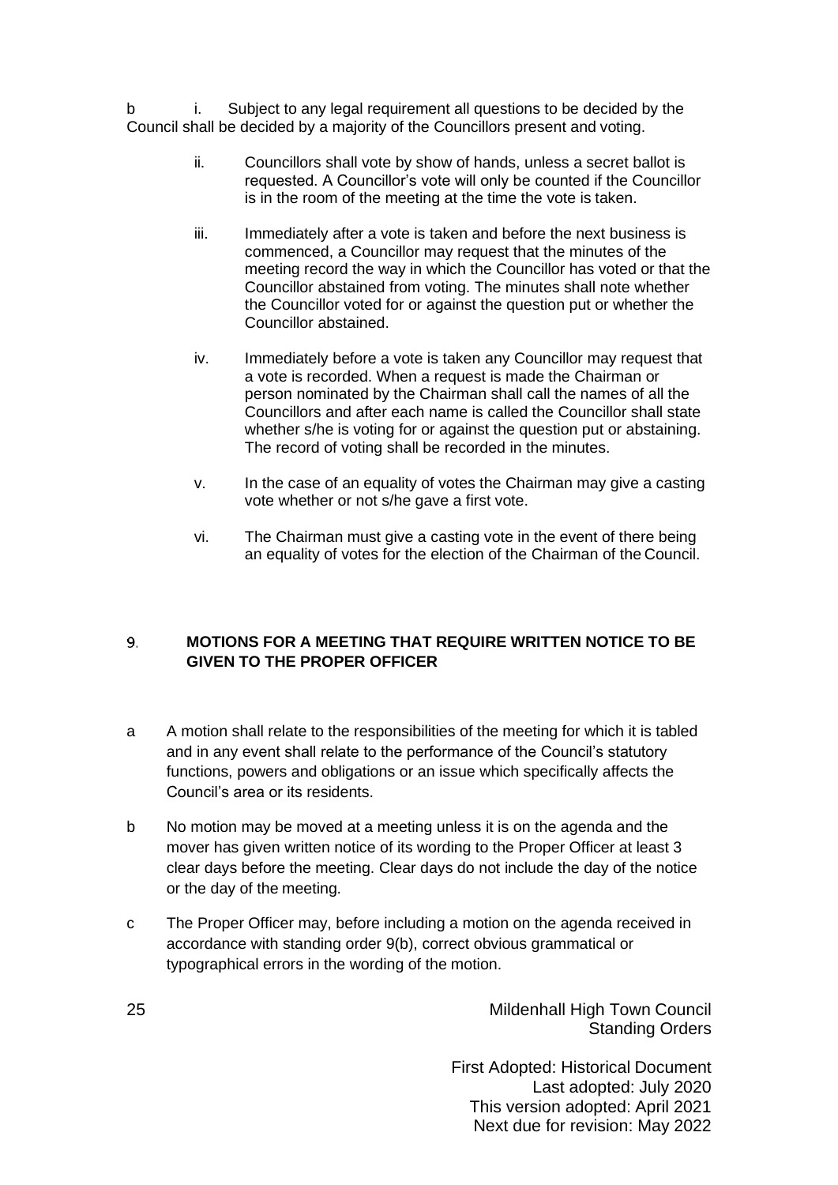b i. Subject to any legal requirement all questions to be decided by the Council shall be decided by a majority of the Councillors present and voting.

ii. Councillors shall vote by show of hands, unless a secret ballot is requested. A Councillor's vote will only be counted if the Councillor is in the room of the meeting at the time the vote is taken.

iii. Immediately after a vote is taken and before the next business is commenced, a Councillor may request that the minutes of the meeting record the way in which the Councillor has voted or that the Councillor abstained from voting. The minutes shall note whether the Councillor voted for or against the question put or whether the Councillor abstained.

iv. Immediately before a vote is taken any Councillor may request that a vote is recorded. When a request is made the Chairman or person nominated by the Chairman shall call the names of all the Councillors and after each name is called the Councillor shall state whether s/he is voting for or against the question put or abstaining. The record of voting shall be recorded in the minutes.

v. In the case of an equality of votes the Chairman may give a casting vote whether or not s/he gave a first vote.

vi. The Chairman must give a casting vote in the event of there being an equality of votes for the election of the Chairman of the Council.

## 9. MOTIONS FOR A MEETING THAT REQUIRE WRITTEN NOTICE TO BE GIVEN TO THE PROPER OFFICER

a A motion shall relate to the responsibilities of the meeting for which it is tabled and in any event shall relate to the performance of the Council's statutory functions, powers and obligations or an issue which specifically affects the Council's area or its residents.

b No motion may be moved at a meeting unless it is on the agenda and the mover has given written notice of its wording to the Proper Officer at least 3 clear days before the meeting. Clear days do not include the day of the notice or the day of the meeting.

c The Proper Officer may, before including a motion on the agenda received in accordance with standing order 9(b), correct obvious grammatical or typographical errors in the wording of the motion.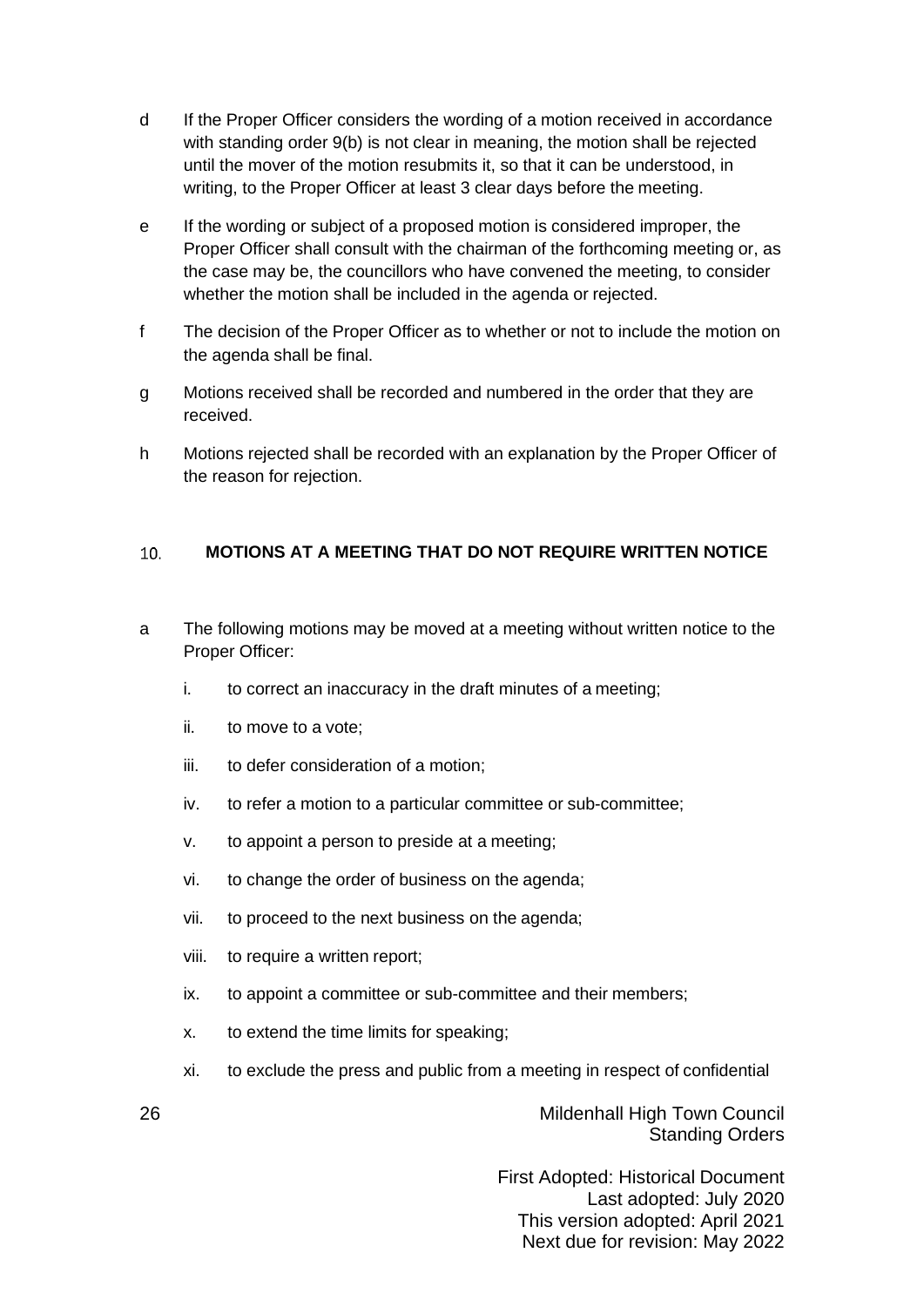d If the Proper Officer considers the wording of a motion received in accordance with standing order 9(b) is not clear in meaning, the motion shall be rejected until the mover of the motion resubmits it, so that it can be understood, in writing, to the Proper Officer at least 3 clear days before the meeting.

e If the wording or subject of a proposed motion is considered improper, the Proper Officer shall consult with the chairman of the forthcoming meeting or, as the case may be, the councillors who have convened the meeting, to consider whether the motion shall be included in the agenda or rejected.

f The decision of the Proper Officer as to whether or not to include the motion on the agenda shall be final.

g Motions received shall be recorded and numbered in the order that they are received.

h Motions rejected shall be recorded with an explanation by the Proper Officer of the reason for rejection.

## 10. MOTIONS AT A MEETING THAT DO NOT REQUIRE WRITTEN NOTICE

a The following motions may be moved at a meeting without written notice to the Proper Officer:

  i. to correct an inaccuracy in the draft minutes of a meeting;
  
  ii. to move to a vote;
  
  iii. to defer consideration of a motion;
  
  iv. to refer a motion to a particular committee or sub-committee;
  
  v. to appoint a person to preside at a meeting;
  
  vi. to change the order of business on the agenda;
  
  vii. to proceed to the next business on the agenda;
  
  viii. to require a written report;
  
  ix. to appoint a committee or sub-committee and their members;
  
  x. to extend the time limits for speaking;
  
  xi. to exclude the press and public from a meeting in respect of confidential

Mildenhall High Town Council
Standing Orders

First Adopted: Historical Document
Last adopted: July 2020
This version adopted: April 2021
Next due for revision: May 2022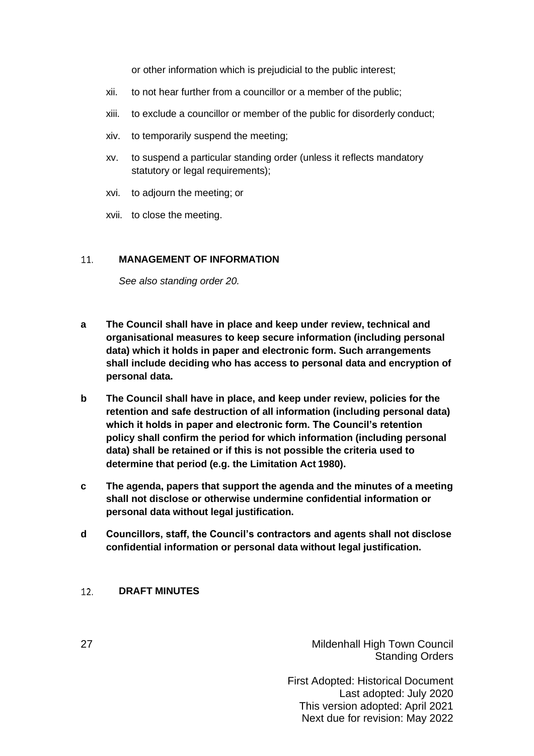or other information which is prejudicial to the public interest;

xii. to not hear further from a councillor or a member of the public;

xiii. to exclude a councillor or member of the public for disorderly conduct;

xiv. to temporarily suspend the meeting;

xv. to suspend a particular standing order (unless it reflects mandatory statutory or legal requirements);

xvi. to adjourn the meeting; or

xvii. to close the meeting.

## 11. MANAGEMENT OF INFORMATION

*See also standing order 20.*

**a The Council shall have in place and keep under review, technical and organisational measures to keep secure information (including personal data) which it holds in paper and electronic form. Such arrangements shall include deciding who has access to personal data and encryption of personal data.**

**b The Council shall have in place, and keep under review, policies for the retention and safe destruction of all information (including personal data) which it holds in paper and electronic form. The Council's retention policy shall confirm the period for which information (including personal data) shall be retained or if this is not possible the criteria used to determine that period (e.g. the Limitation Act 1980).**

**c The agenda, papers that support the agenda and the minutes of a meeting shall not disclose or otherwise undermine confidential information or personal data without legal justification.**

**d Councillors, staff, the Council's contractors and agents shall not disclose confidential information or personal data without legal justification.**

## 12. DRAFT MINUTES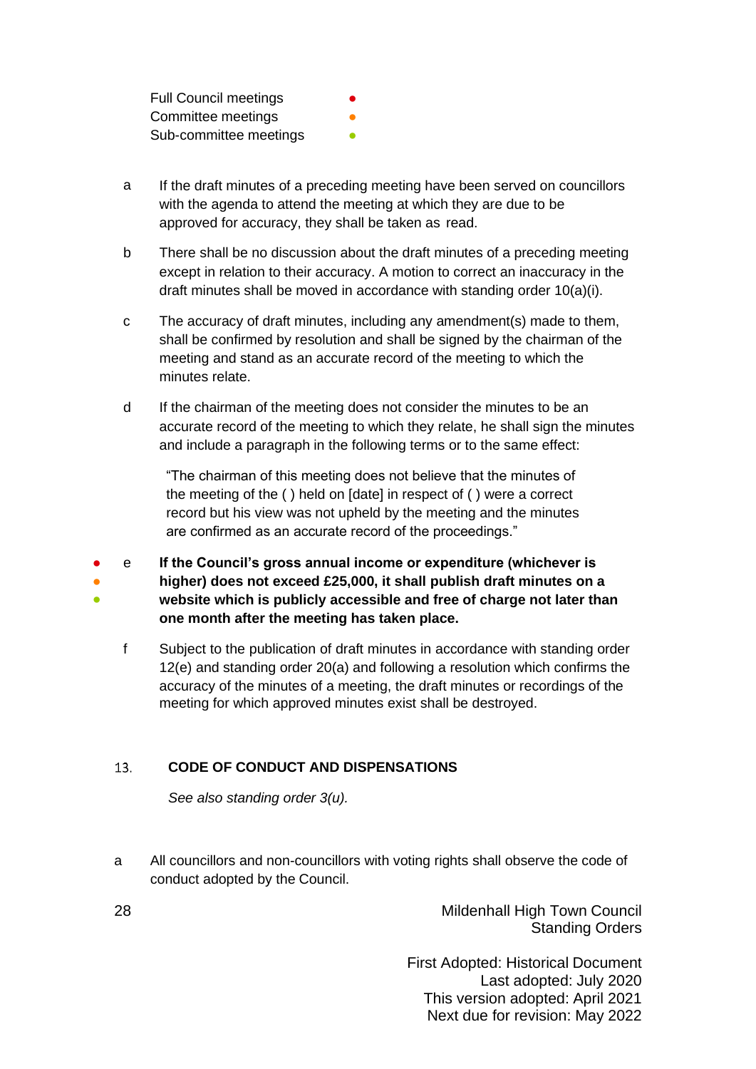Full Council meetings ●
Committee meetings ●
Sub-committee meetings ●

a If the draft minutes of a preceding meeting have been served on councillors with the agenda to attend the meeting at which they are due to be approved for accuracy, they shall be taken as read.

b There shall be no discussion about the draft minutes of a preceding meeting except in relation to their accuracy. A motion to correct an inaccuracy in the draft minutes shall be moved in accordance with standing order 10(a)(i).

c The accuracy of draft minutes, including any amendment(s) made to them, shall be confirmed by resolution and shall be signed by the chairman of the meeting and stand as an accurate record of the meeting to which the minutes relate.

d If the chairman of the meeting does not consider the minutes to be an accurate record of the meeting to which they relate, he shall sign the minutes and include a paragraph in the following terms or to the same effect:

> "The chairman of this meeting does not believe that the minutes of the meeting of the ( ) held on [date] in respect of ( ) were a correct record but his view was not upheld by the meeting and the minutes are confirmed as an accurate record of the proceedings."

● ● ● e **If the Council's gross annual income or expenditure (whichever is higher) does not exceed £25,000, it shall publish draft minutes on a website which is publicly accessible and free of charge not later than one month after the meeting has taken place.**

f Subject to the publication of draft minutes in accordance with standing order 12(e) and standing order 20(a) and following a resolution which confirms the accuracy of the minutes of a meeting, the draft minutes or recordings of the meeting for which approved minutes exist shall be destroyed.

## 13. CODE OF CONDUCT AND DISPENSATIONS

*See also standing order 3(u).*

a All councillors and non-councillors with voting rights shall observe the code of conduct adopted by the Council.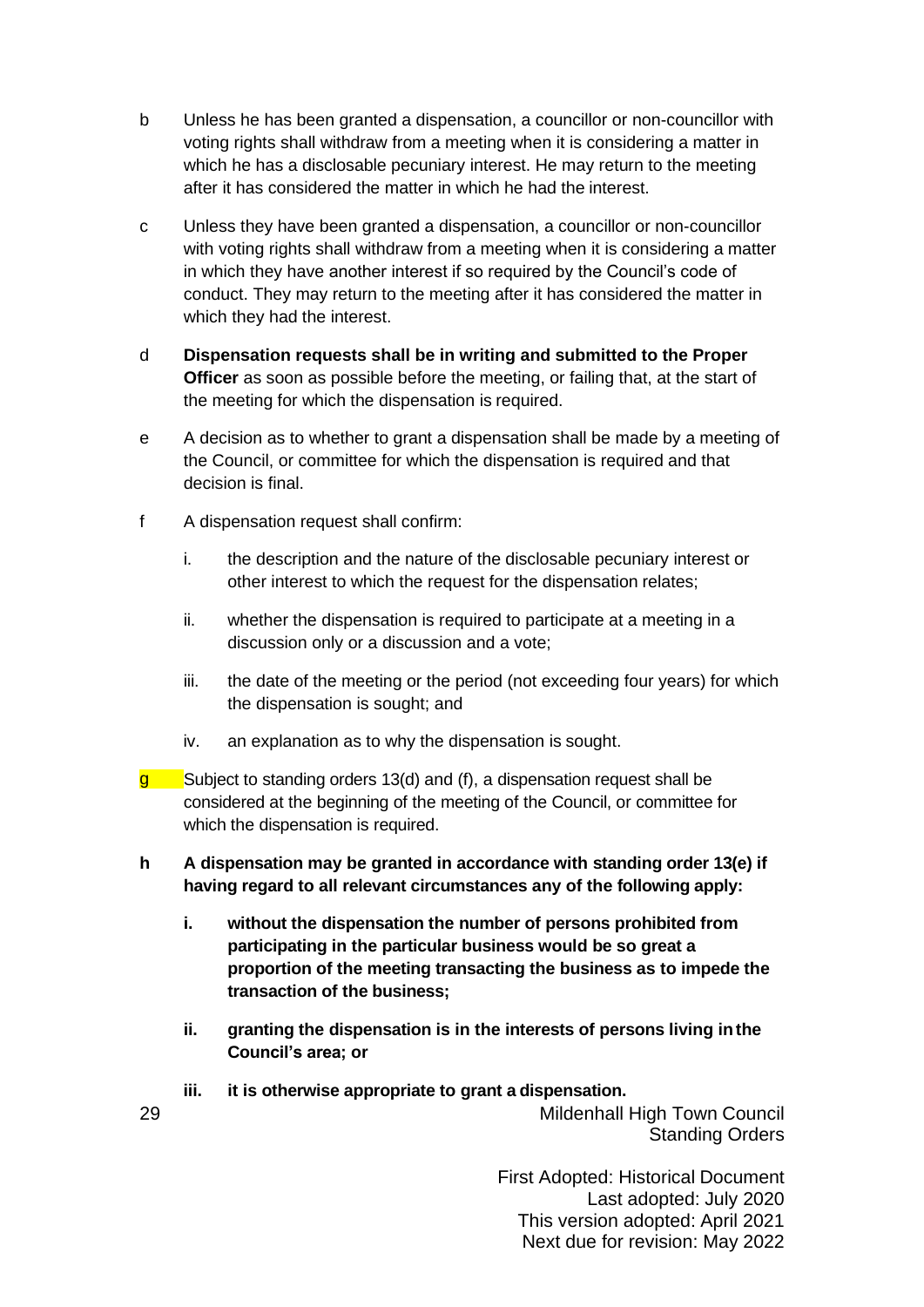b Unless he has been granted a dispensation, a councillor or non-councillor with voting rights shall withdraw from a meeting when it is considering a matter in which he has a disclosable pecuniary interest. He may return to the meeting after it has considered the matter in which he had the interest.

c Unless they have been granted a dispensation, a councillor or non-councillor with voting rights shall withdraw from a meeting when it is considering a matter in which they have another interest if so required by the Council's code of conduct. They may return to the meeting after it has considered the matter in which they had the interest.

d **Dispensation requests shall be in writing and submitted to the Proper Officer** as soon as possible before the meeting, or failing that, at the start of the meeting for which the dispensation is required.

e A decision as to whether to grant a dispensation shall be made by a meeting of the Council, or committee for which the dispensation is required and that decision is final.

f A dispensation request shall confirm:

   i. the description and the nature of the disclosable pecuniary interest or other interest to which the request for the dispensation relates;

   ii. whether the dispensation is required to participate at a meeting in a discussion only or a discussion and a vote;

   iii. the date of the meeting or the period (not exceeding four years) for which the dispensation is sought; and

   iv. an explanation as to why the dispensation is sought.

g Subject to standing orders 13(d) and (f), a dispensation request shall be considered at the beginning of the meeting of the Council, or committee for which the dispensation is required.

**h A dispensation may be granted in accordance with standing order 13(e) if having regard to all relevant circumstances any of the following apply:**

   **i. without the dispensation the number of persons prohibited from participating in the particular business would be so great a proportion of the meeting transacting the business as to impede the transaction of the business;**

   **ii. granting the dispensation is in the interests of persons living in the Council's area; or**

   **iii. it is otherwise appropriate to grant a dispensation.**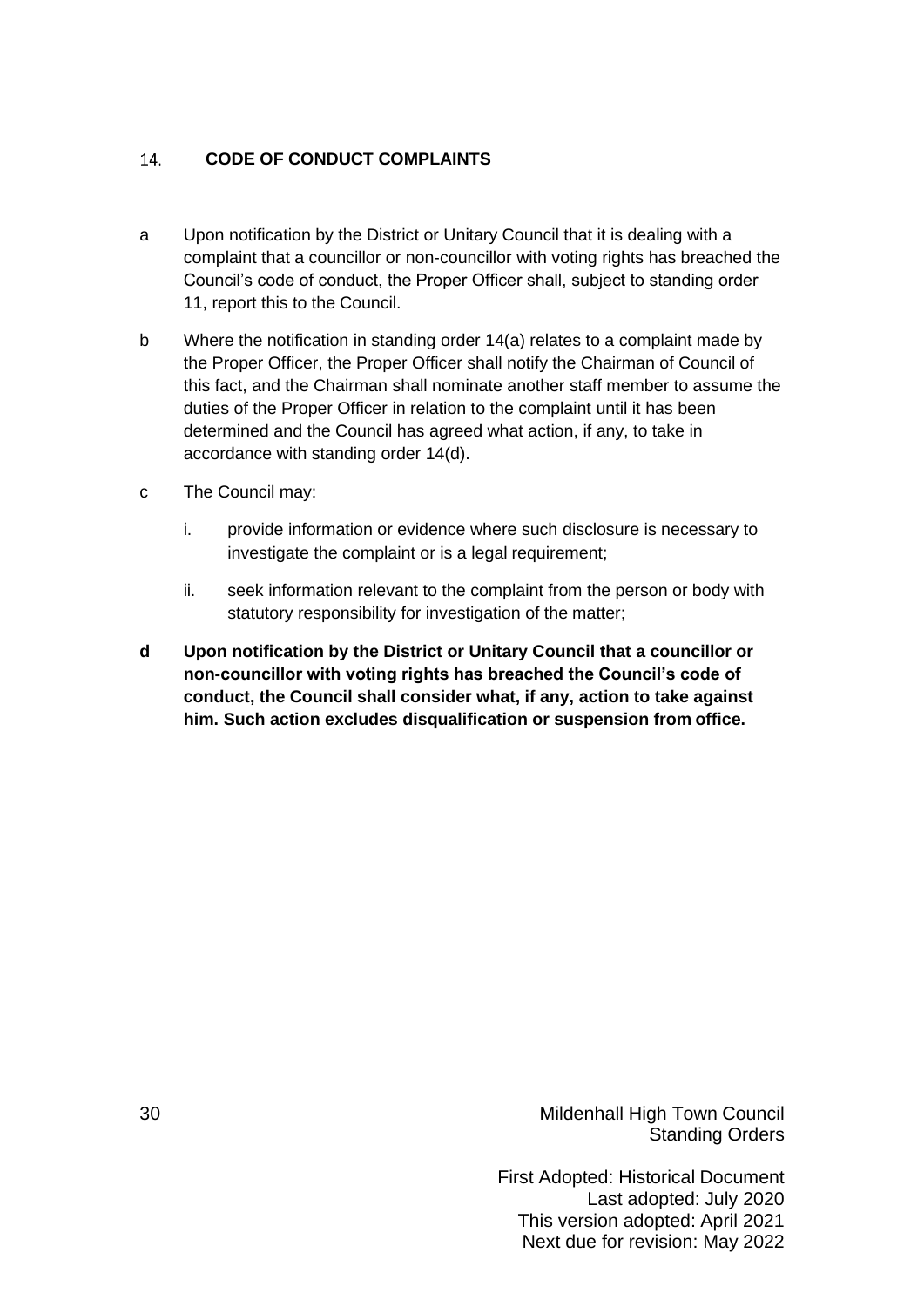## 14. CODE OF CONDUCT COMPLAINTS

a Upon notification by the District or Unitary Council that it is dealing with a complaint that a councillor or non-councillor with voting rights has breached the Council's code of conduct, the Proper Officer shall, subject to standing order 11, report this to the Council.

b Where the notification in standing order 14(a) relates to a complaint made by the Proper Officer, the Proper Officer shall notify the Chairman of Council of this fact, and the Chairman shall nominate another staff member to assume the duties of the Proper Officer in relation to the complaint until it has been determined and the Council has agreed what action, if any, to take in accordance with standing order 14(d).

c The Council may:

  i. provide information or evidence where such disclosure is necessary to investigate the complaint or is a legal requirement;

  ii. seek information relevant to the complaint from the person or body with statutory responsibility for investigation of the matter;

**d Upon notification by the District or Unitary Council that a councillor or non-councillor with voting rights has breached the Council's code of conduct, the Council shall consider what, if any, action to take against him. Such action excludes disqualification or suspension from office.**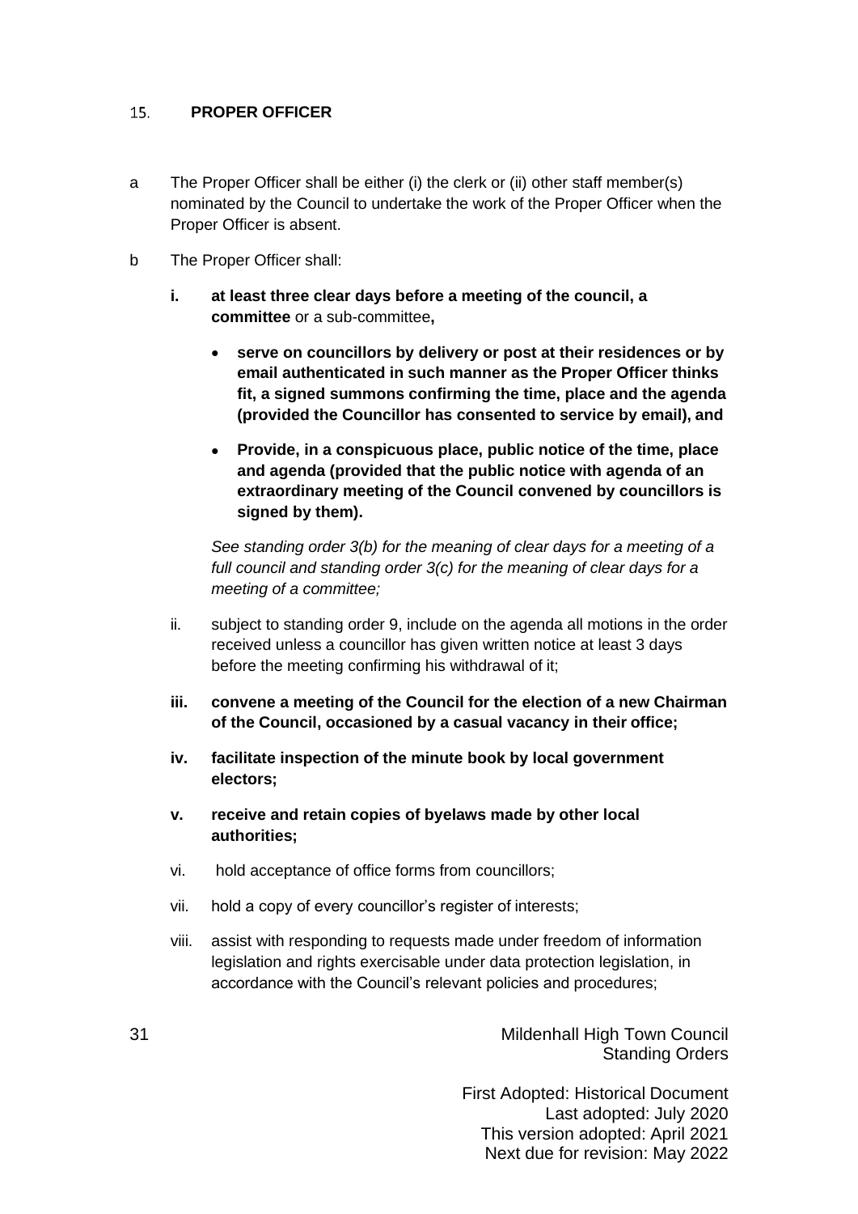## 15. PROPER OFFICER

a The Proper Officer shall be either (i) the clerk or (ii) other staff member(s) nominated by the Council to undertake the work of the Proper Officer when the Proper Officer is absent.

b The Proper Officer shall:

i. **at least three clear days before a meeting of the council, a committee** or a sub-committee**,**

- **serve on councillors by delivery or post at their residences or by email authenticated in such manner as the Proper Officer thinks fit, a signed summons confirming the time, place and the agenda (provided the Councillor has consented to service by email), and**
- **Provide, in a conspicuous place, public notice of the time, place and agenda (provided that the public notice with agenda of an extraordinary meeting of the Council convened by councillors is signed by them).**

*See standing order 3(b) for the meaning of clear days for a meeting of a full council and standing order 3(c) for the meaning of clear days for a meeting of a committee;*

ii. subject to standing order 9, include on the agenda all motions in the order received unless a councillor has given written notice at least 3 days before the meeting confirming his withdrawal of it;

iii. **convene a meeting of the Council for the election of a new Chairman of the Council, occasioned by a casual vacancy in their office;**

iv. **facilitate inspection of the minute book by local government electors;**

v. **receive and retain copies of byelaws made by other local authorities;**

vi. hold acceptance of office forms from councillors;

vii. hold a copy of every councillor's register of interests;

viii. assist with responding to requests made under freedom of information legislation and rights exercisable under data protection legislation, in accordance with the Council's relevant policies and procedures;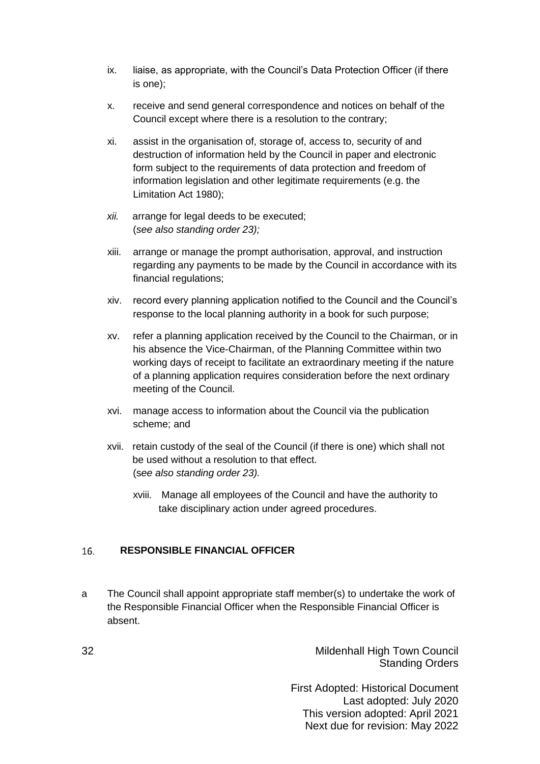ix. liaise, as appropriate, with the Council's Data Protection Officer (if there is one);

x. receive and send general correspondence and notices on behalf of the Council except where there is a resolution to the contrary;

xi. assist in the organisation of, storage of, access to, security of and destruction of information held by the Council in paper and electronic form subject to the requirements of data protection and freedom of information legislation and other legitimate requirements (e.g. the Limitation Act 1980);

*xii.* arrange for legal deeds to be executed;
(*see also standing order 23);*

xiii. arrange or manage the prompt authorisation, approval, and instruction regarding any payments to be made by the Council in accordance with its financial regulations;

xiv. record every planning application notified to the Council and the Council's response to the local planning authority in a book for such purpose;

xv. refer a planning application received by the Council to the Chairman, or in his absence the Vice-Chairman, of the Planning Committee within two working days of receipt to facilitate an extraordinary meeting if the nature of a planning application requires consideration before the next ordinary meeting of the Council.

xvi. manage access to information about the Council via the publication scheme; and

xvii. retain custody of the seal of the Council (if there is one) which shall not be used without a resolution to that effect.
(s*ee also standing order 23).*

xviii. Manage all employees of the Council and have the authority to take disciplinary action under agreed procedures.

## 16. RESPONSIBLE FINANCIAL OFFICER

a The Council shall appoint appropriate staff member(s) to undertake the work of the Responsible Financial Officer when the Responsible Financial Officer is absent.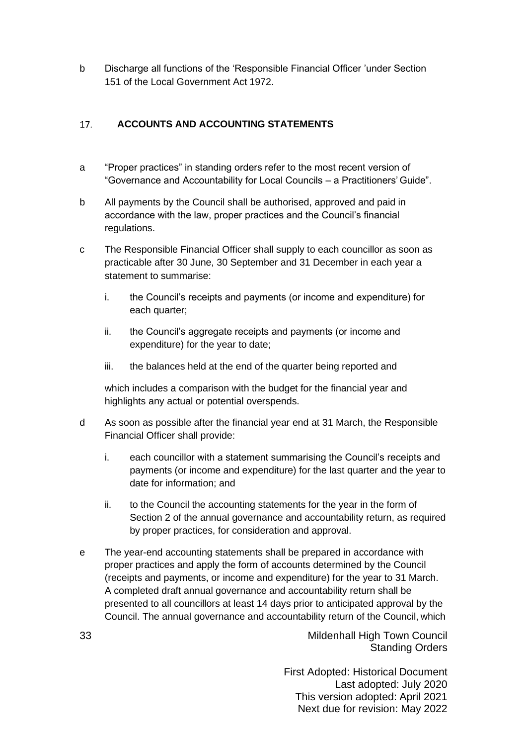b Discharge all functions of the 'Responsible Financial Officer 'under Section 151 of the Local Government Act 1972.

## 17. ACCOUNTS AND ACCOUNTING STATEMENTS

a "Proper practices" in standing orders refer to the most recent version of "Governance and Accountability for Local Councils – a Practitioners' Guide".

b All payments by the Council shall be authorised, approved and paid in accordance with the law, proper practices and the Council's financial regulations.

c The Responsible Financial Officer shall supply to each councillor as soon as practicable after 30 June, 30 September and 31 December in each year a statement to summarise:

   i. the Council's receipts and payments (or income and expenditure) for each quarter;

   ii. the Council's aggregate receipts and payments (or income and expenditure) for the year to date;

   iii. the balances held at the end of the quarter being reported and

   which includes a comparison with the budget for the financial year and highlights any actual or potential overspends.

d As soon as possible after the financial year end at 31 March, the Responsible Financial Officer shall provide:

   i. each councillor with a statement summarising the Council's receipts and payments (or income and expenditure) for the last quarter and the year to date for information; and

   ii. to the Council the accounting statements for the year in the form of Section 2 of the annual governance and accountability return, as required by proper practices, for consideration and approval.

e The year-end accounting statements shall be prepared in accordance with proper practices and apply the form of accounts determined by the Council (receipts and payments, or income and expenditure) for the year to 31 March. A completed draft annual governance and accountability return shall be presented to all councillors at least 14 days prior to anticipated approval by the Council. The annual governance and accountability return of the Council, which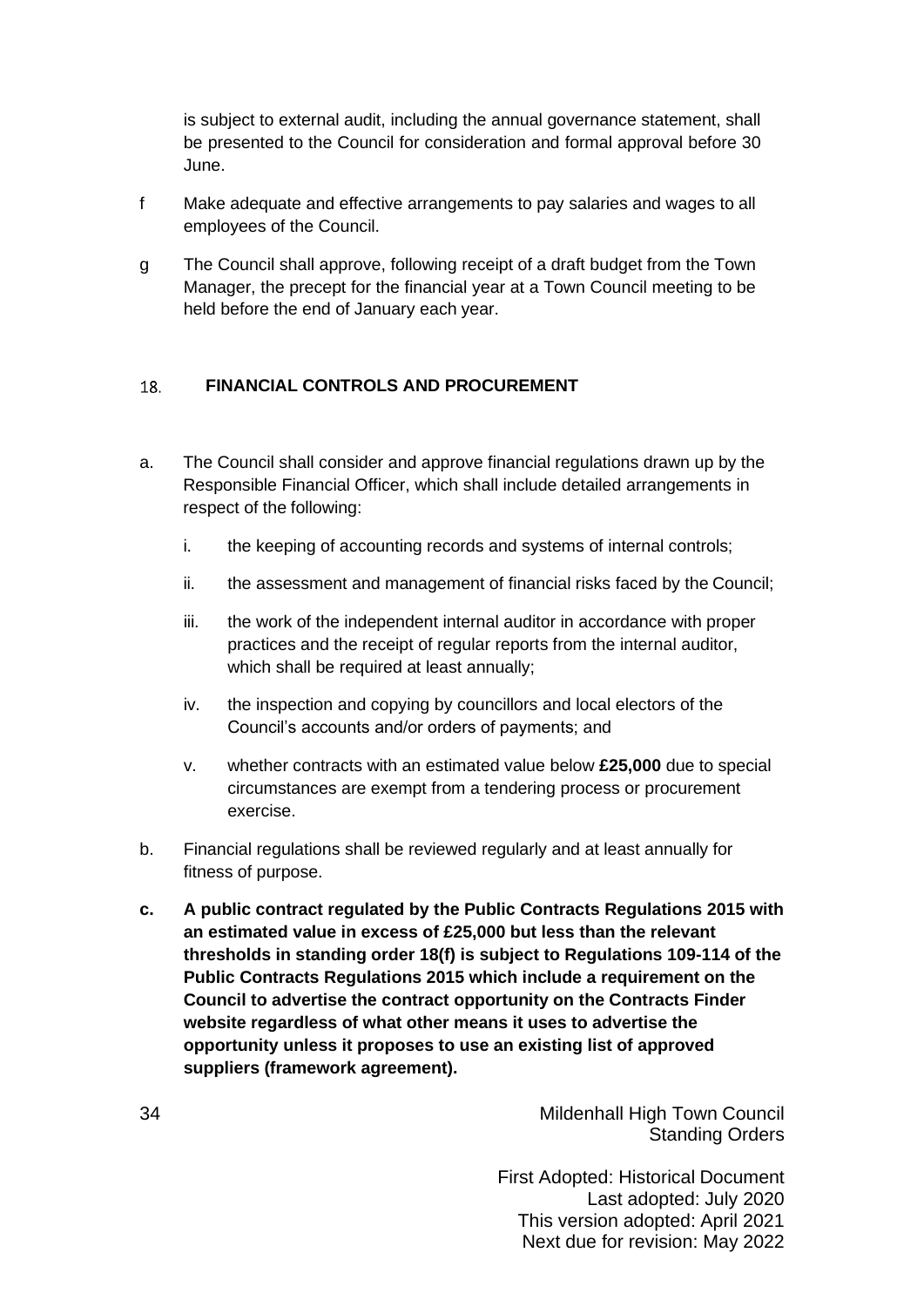is subject to external audit, including the annual governance statement, shall be presented to the Council for consideration and formal approval before 30 June.

f Make adequate and effective arrangements to pay salaries and wages to all employees of the Council.

g The Council shall approve, following receipt of a draft budget from the Town Manager, the precept for the financial year at a Town Council meeting to be held before the end of January each year.

## 18. FINANCIAL CONTROLS AND PROCUREMENT

a. The Council shall consider and approve financial regulations drawn up by the Responsible Financial Officer, which shall include detailed arrangements in respect of the following:

   i. the keeping of accounting records and systems of internal controls;

   ii. the assessment and management of financial risks faced by the Council;

   iii. the work of the independent internal auditor in accordance with proper practices and the receipt of regular reports from the internal auditor, which shall be required at least annually;

   iv. the inspection and copying by councillors and local electors of the Council's accounts and/or orders of payments; and

   v. whether contracts with an estimated value below **£25,000** due to special circumstances are exempt from a tendering process or procurement exercise.

b. Financial regulations shall be reviewed regularly and at least annually for fitness of purpose.

**c. A public contract regulated by the Public Contracts Regulations 2015 with an estimated value in excess of £25,000 but less than the relevant thresholds in standing order 18(f) is subject to Regulations 109-114 of the Public Contracts Regulations 2015 which include a requirement on the Council to advertise the contract opportunity on the Contracts Finder website regardless of what other means it uses to advertise the opportunity unless it proposes to use an existing list of approved suppliers (framework agreement).**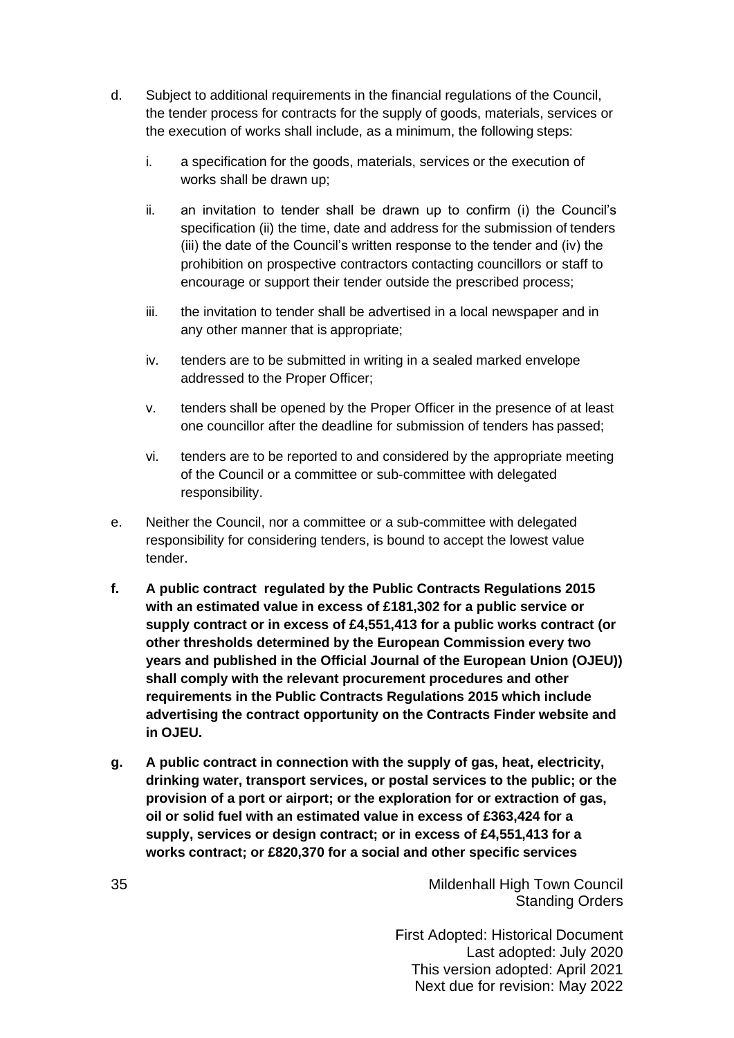d. Subject to additional requirements in the financial regulations of the Council, the tender process for contracts for the supply of goods, materials, services or the execution of works shall include, as a minimum, the following steps:

   i. a specification for the goods, materials, services or the execution of works shall be drawn up;

   ii. an invitation to tender shall be drawn up to confirm (i) the Council's specification (ii) the time, date and address for the submission of tenders (iii) the date of the Council's written response to the tender and (iv) the prohibition on prospective contractors contacting councillors or staff to encourage or support their tender outside the prescribed process;

   iii. the invitation to tender shall be advertised in a local newspaper and in any other manner that is appropriate;

   iv. tenders are to be submitted in writing in a sealed marked envelope addressed to the Proper Officer;

   v. tenders shall be opened by the Proper Officer in the presence of at least one councillor after the deadline for submission of tenders has passed;

   vi. tenders are to be reported to and considered by the appropriate meeting of the Council or a committee or sub-committee with delegated responsibility.

e. Neither the Council, nor a committee or a sub-committee with delegated responsibility for considering tenders, is bound to accept the lowest value tender.

**f. A public contract regulated by the Public Contracts Regulations 2015 with an estimated value in excess of £181,302 for a public service or supply contract or in excess of £4,551,413 for a public works contract (or other thresholds determined by the European Commission every two years and published in the Official Journal of the European Union (OJEU)) shall comply with the relevant procurement procedures and other requirements in the Public Contracts Regulations 2015 which include advertising the contract opportunity on the Contracts Finder website and in OJEU.**

**g. A public contract in connection with the supply of gas, heat, electricity, drinking water, transport services, or postal services to the public; or the provision of a port or airport; or the exploration for or extraction of gas, oil or solid fuel with an estimated value in excess of £363,424 for a supply, services or design contract; or in excess of £4,551,413 for a works contract; or £820,370 for a social and other specific services**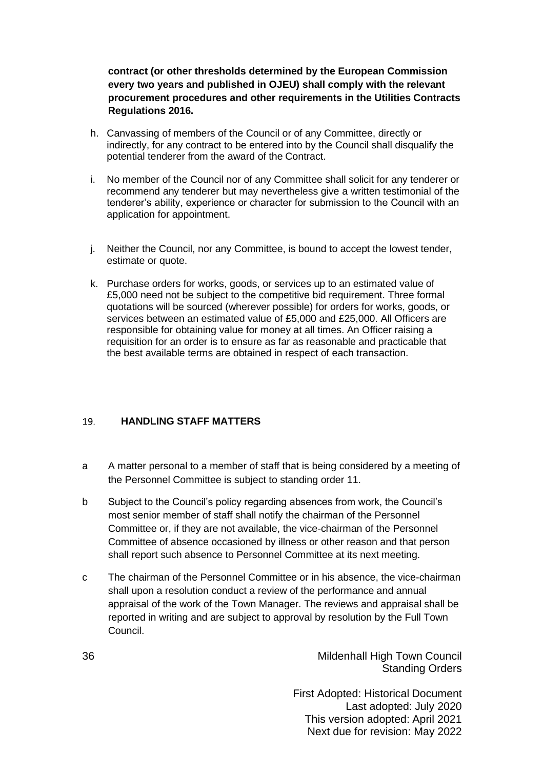**contract (or other thresholds determined by the European Commission every two years and published in OJEU) shall comply with the relevant procurement procedures and other requirements in the Utilities Contracts Regulations 2016.**

h. Canvassing of members of the Council or of any Committee, directly or indirectly, for any contract to be entered into by the Council shall disqualify the potential tenderer from the award of the Contract.

i. No member of the Council nor of any Committee shall solicit for any tenderer or recommend any tenderer but may nevertheless give a written testimonial of the tenderer's ability, experience or character for submission to the Council with an application for appointment.

j. Neither the Council, nor any Committee, is bound to accept the lowest tender, estimate or quote.

k. Purchase orders for works, goods, or services up to an estimated value of £5,000 need not be subject to the competitive bid requirement. Three formal quotations will be sourced (wherever possible) for orders for works, goods, or services between an estimated value of £5,000 and £25,000. All Officers are responsible for obtaining value for money at all times. An Officer raising a requisition for an order is to ensure as far as reasonable and practicable that the best available terms are obtained in respect of each transaction.

## 19. HANDLING STAFF MATTERS

a A matter personal to a member of staff that is being considered by a meeting of the Personnel Committee is subject to standing order 11.

b Subject to the Council's policy regarding absences from work, the Council's most senior member of staff shall notify the chairman of the Personnel Committee or, if they are not available, the vice-chairman of the Personnel Committee of absence occasioned by illness or other reason and that person shall report such absence to Personnel Committee at its next meeting.

c The chairman of the Personnel Committee or in his absence, the vice-chairman shall upon a resolution conduct a review of the performance and annual appraisal of the work of the Town Manager. The reviews and appraisal shall be reported in writing and are subject to approval by resolution by the Full Town Council.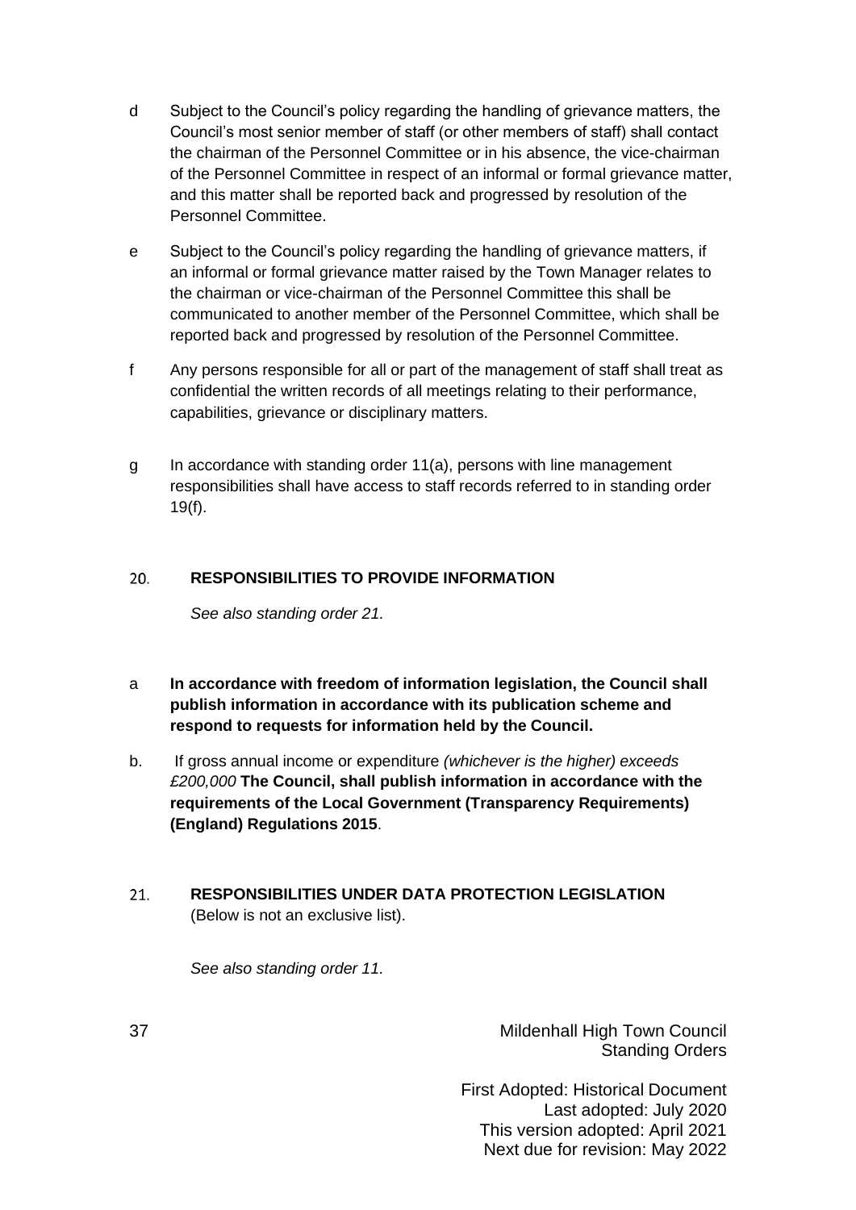d Subject to the Council's policy regarding the handling of grievance matters, the Council's most senior member of staff (or other members of staff) shall contact the chairman of the Personnel Committee or in his absence, the vice-chairman of the Personnel Committee in respect of an informal or formal grievance matter, and this matter shall be reported back and progressed by resolution of the Personnel Committee.

e Subject to the Council's policy regarding the handling of grievance matters, if an informal or formal grievance matter raised by the Town Manager relates to the chairman or vice-chairman of the Personnel Committee this shall be communicated to another member of the Personnel Committee, which shall be reported back and progressed by resolution of the Personnel Committee.

f Any persons responsible for all or part of the management of staff shall treat as confidential the written records of all meetings relating to their performance, capabilities, grievance or disciplinary matters.

g In accordance with standing order 11(a), persons with line management responsibilities shall have access to staff records referred to in standing order 19(f).

## 20. RESPONSIBILITIES TO PROVIDE INFORMATION

*See also standing order 21.*

a **In accordance with freedom of information legislation, the Council shall publish information in accordance with its publication scheme and respond to requests for information held by the Council.**

b. If gross annual income or expenditure *(whichever is the higher) exceeds £200,000* **The Council, shall publish information in accordance with the requirements of the Local Government (Transparency Requirements) (England) Regulations 2015**.

## 21. RESPONSIBILITIES UNDER DATA PROTECTION LEGISLATION

(Below is not an exclusive list).

*See also standing order 11.*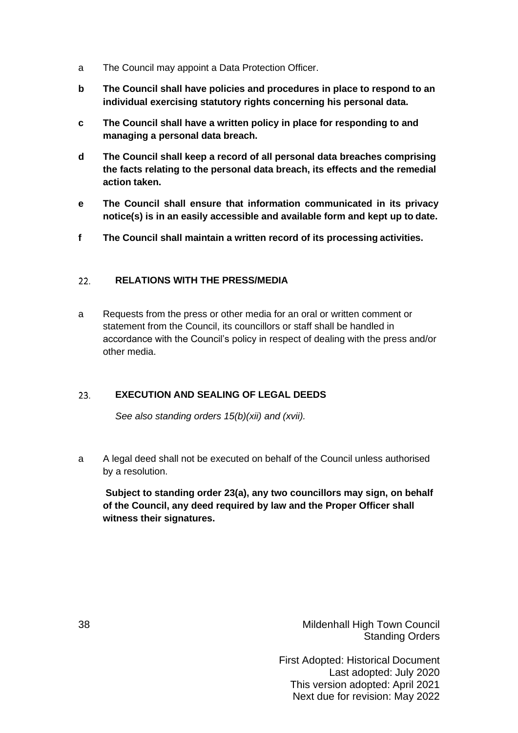a The Council may appoint a Data Protection Officer.

**b The Council shall have policies and procedures in place to respond to an individual exercising statutory rights concerning his personal data.**

**c The Council shall have a written policy in place for responding to and managing a personal data breach.**

**d The Council shall keep a record of all personal data breaches comprising the facts relating to the personal data breach, its effects and the remedial action taken.**

**e The Council shall ensure that information communicated in its privacy notice(s) is in an easily accessible and available form and kept up to date.**

**f The Council shall maintain a written record of its processing activities.**

## 22. RELATIONS WITH THE PRESS/MEDIA

a Requests from the press or other media for an oral or written comment or statement from the Council, its councillors or staff shall be handled in accordance with the Council's policy in respect of dealing with the press and/or other media.

## 23. EXECUTION AND SEALING OF LEGAL DEEDS

*See also standing orders 15(b)(xii) and (xvii).*

a A legal deed shall not be executed on behalf of the Council unless authorised by a resolution.

**Subject to standing order 23(a), any two councillors may sign, on behalf of the Council, any deed required by law and the Proper Officer shall witness their signatures.**

Mildenhall High Town Council
Standing Orders

First Adopted: Historical Document
Last adopted: July 2020
This version adopted: April 2021
Next due for revision: May 2022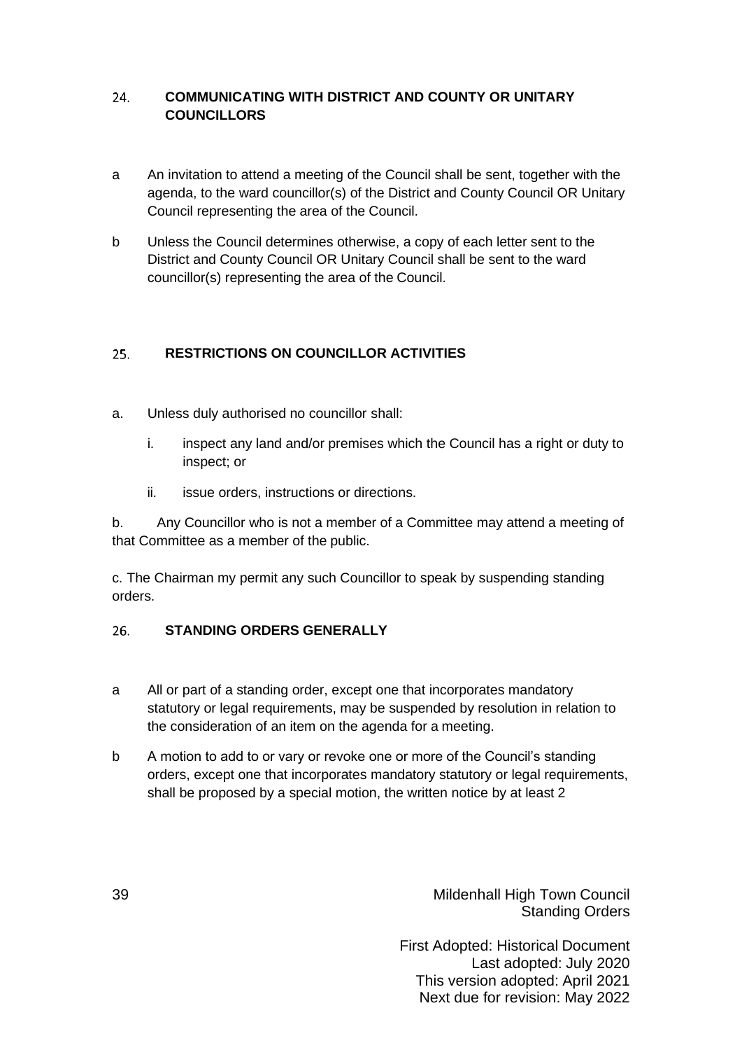## 24. COMMUNICATING WITH DISTRICT AND COUNTY OR UNITARY COUNCILLORS

a An invitation to attend a meeting of the Council shall be sent, together with the agenda, to the ward councillor(s) of the District and County Council OR Unitary Council representing the area of the Council.

b Unless the Council determines otherwise, a copy of each letter sent to the District and County Council OR Unitary Council shall be sent to the ward councillor(s) representing the area of the Council.

## 25. RESTRICTIONS ON COUNCILLOR ACTIVITIES

a. Unless duly authorised no councillor shall:

   i. inspect any land and/or premises which the Council has a right or duty to inspect; or

   ii. issue orders, instructions or directions.

b. Any Councillor who is not a member of a Committee may attend a meeting of that Committee as a member of the public.

c. The Chairman my permit any such Councillor to speak by suspending standing orders.

## 26. STANDING ORDERS GENERALLY

a All or part of a standing order, except one that incorporates mandatory statutory or legal requirements, may be suspended by resolution in relation to the consideration of an item on the agenda for a meeting.

b A motion to add to or vary or revoke one or more of the Council's standing orders, except one that incorporates mandatory statutory or legal requirements, shall be proposed by a special motion, the written notice by at least 2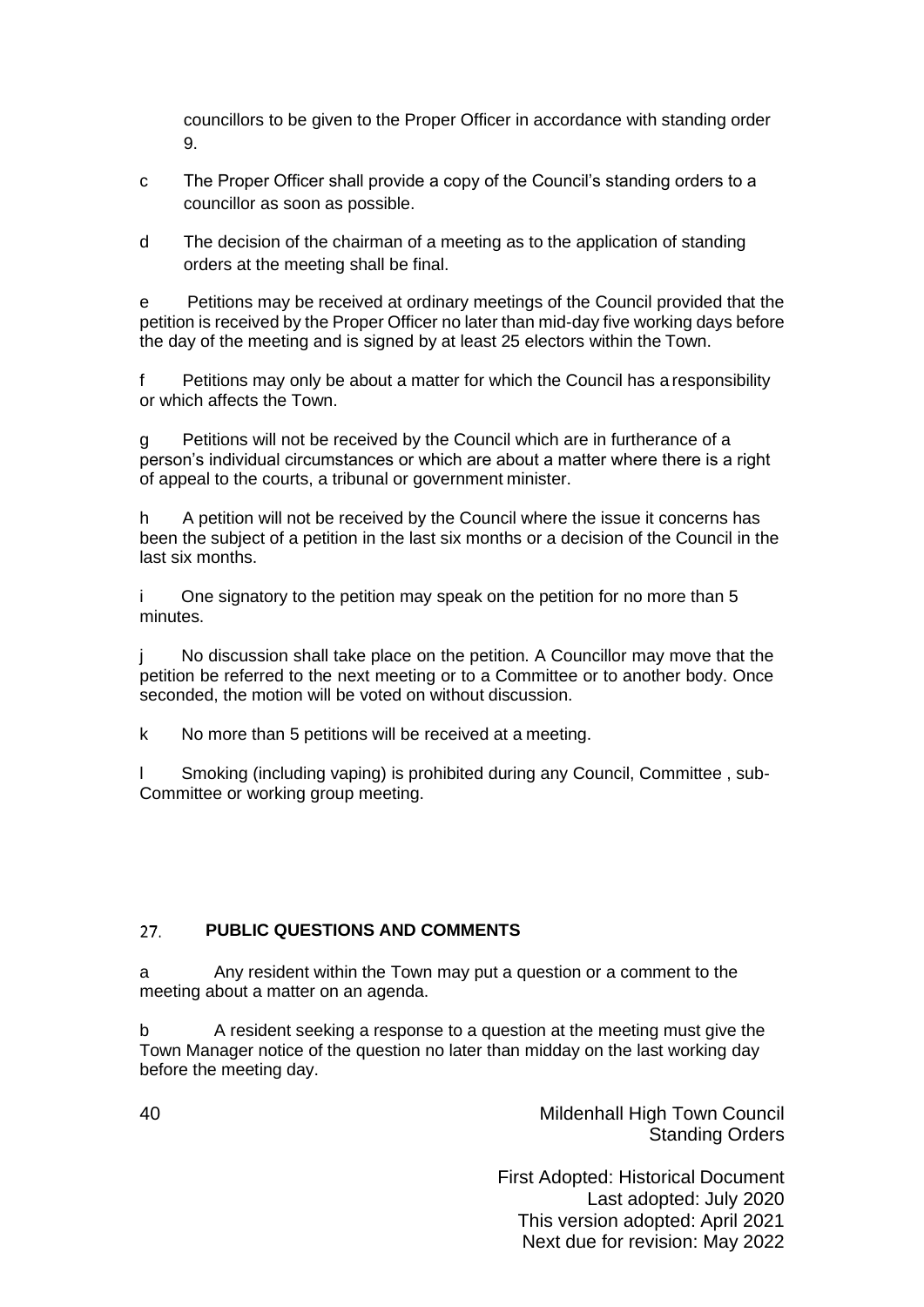councillors to be given to the Proper Officer in accordance with standing order 9.

c The Proper Officer shall provide a copy of the Council's standing orders to a councillor as soon as possible.

d The decision of the chairman of a meeting as to the application of standing orders at the meeting shall be final.

e Petitions may be received at ordinary meetings of the Council provided that the petition is received by the Proper Officer no later than mid-day five working days before the day of the meeting and is signed by at least 25 electors within the Town.

f Petitions may only be about a matter for which the Council has a responsibility or which affects the Town.

g Petitions will not be received by the Council which are in furtherance of a person's individual circumstances or which are about a matter where there is a right of appeal to the courts, a tribunal or government minister.

h A petition will not be received by the Council where the issue it concerns has been the subject of a petition in the last six months or a decision of the Council in the last six months.

i One signatory to the petition may speak on the petition for no more than 5 minutes.

j No discussion shall take place on the petition. A Councillor may move that the petition be referred to the next meeting or to a Committee or to another body. Once seconded, the motion will be voted on without discussion.

k No more than 5 petitions will be received at a meeting.

l Smoking (including vaping) is prohibited during any Council, Committee , sub-Committee or working group meeting.

## 27. PUBLIC QUESTIONS AND COMMENTS

a Any resident within the Town may put a question or a comment to the meeting about a matter on an agenda.

b A resident seeking a response to a question at the meeting must give the Town Manager notice of the question no later than midday on the last working day before the meeting day.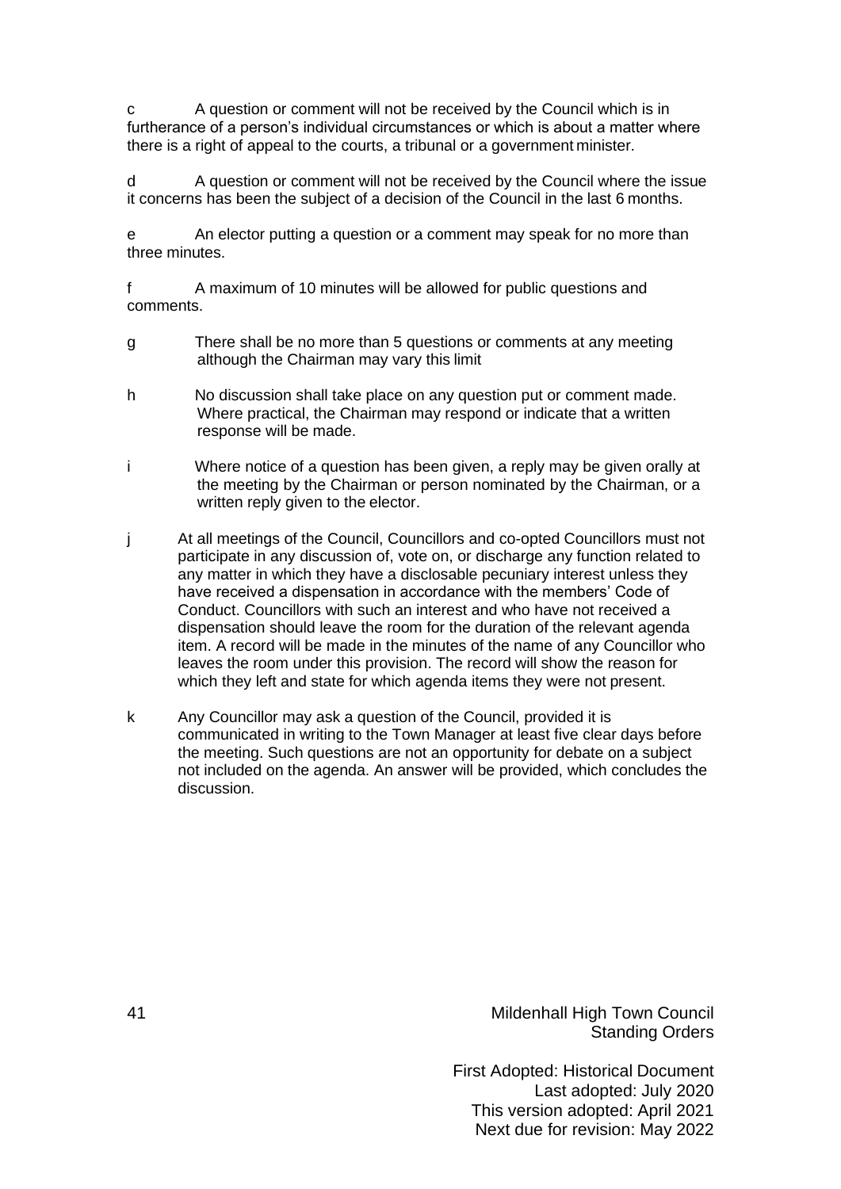c A question or comment will not be received by the Council which is in furtherance of a person's individual circumstances or which is about a matter where there is a right of appeal to the courts, a tribunal or a government minister.

d A question or comment will not be received by the Council where the issue it concerns has been the subject of a decision of the Council in the last 6 months.

e An elector putting a question or a comment may speak for no more than three minutes.

f A maximum of 10 minutes will be allowed for public questions and comments.

g There shall be no more than 5 questions or comments at any meeting although the Chairman may vary this limit

h No discussion shall take place on any question put or comment made. Where practical, the Chairman may respond or indicate that a written response will be made.

i Where notice of a question has been given, a reply may be given orally at the meeting by the Chairman or person nominated by the Chairman, or a written reply given to the elector.

j At all meetings of the Council, Councillors and co-opted Councillors must not participate in any discussion of, vote on, or discharge any function related to any matter in which they have a disclosable pecuniary interest unless they have received a dispensation in accordance with the members' Code of Conduct. Councillors with such an interest and who have not received a dispensation should leave the room for the duration of the relevant agenda item. A record will be made in the minutes of the name of any Councillor who leaves the room under this provision. The record will show the reason for which they left and state for which agenda items they were not present.

k Any Councillor may ask a question of the Council, provided it is communicated in writing to the Town Manager at least five clear days before the meeting. Such questions are not an opportunity for debate on a subject not included on the agenda. An answer will be provided, which concludes the discussion.